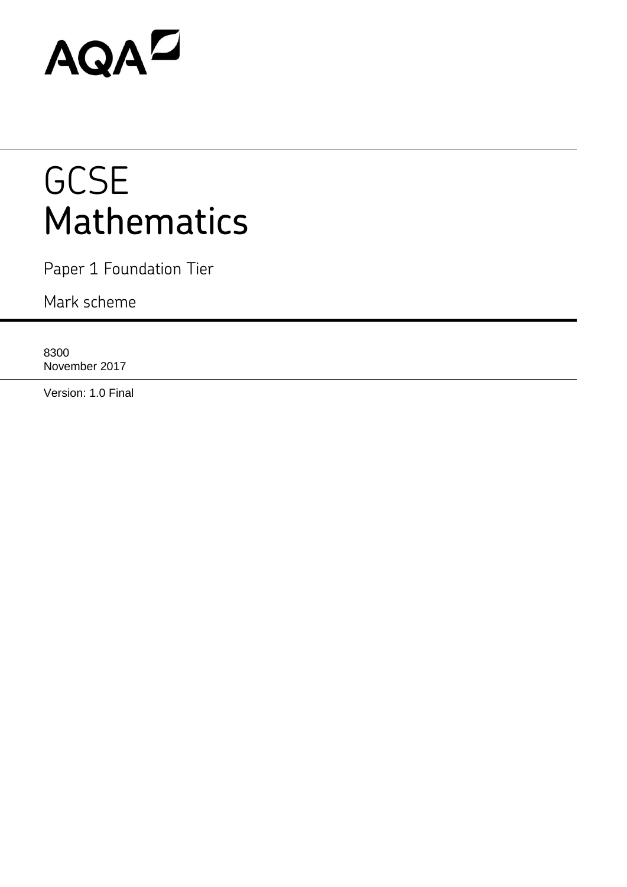AQA

# GCSE Mathematics

Paper 1 Foundation Tier

Mark scheme

8300
November 2017

Version: 1.0 Final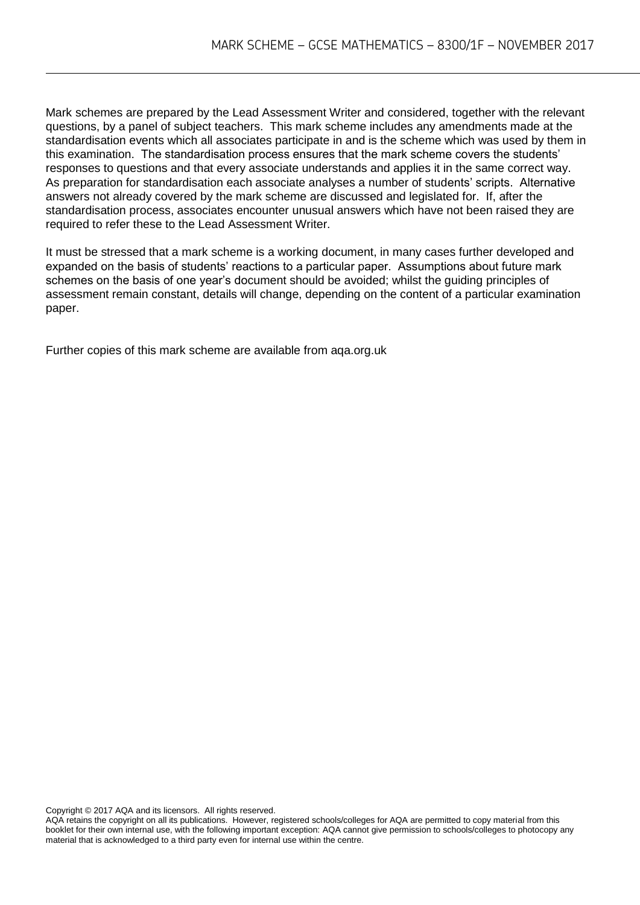Mark schemes are prepared by the Lead Assessment Writer and considered, together with the relevant questions, by a panel of subject teachers. This mark scheme includes any amendments made at the standardisation events which all associates participate in and is the scheme which was used by them in this examination. The standardisation process ensures that the mark scheme covers the students' responses to questions and that every associate understands and applies it in the same correct way. As preparation for standardisation each associate analyses a number of students' scripts. Alternative answers not already covered by the mark scheme are discussed and legislated for. If, after the standardisation process, associates encounter unusual answers which have not been raised they are required to refer these to the Lead Assessment Writer.

It must be stressed that a mark scheme is a working document, in many cases further developed and expanded on the basis of students' reactions to a particular paper. Assumptions about future mark schemes on the basis of one year's document should be avoided; whilst the guiding principles of assessment remain constant, details will change, depending on the content of a particular examination paper.

Further copies of this mark scheme are available from aqa.org.uk

Copyright © 2017 AQA and its licensors. All rights reserved.
AQA retains the copyright on all its publications. However, registered schools/colleges for AQA are permitted to copy material from this booklet for their own internal use, with the following important exception: AQA cannot give permission to schools/colleges to photocopy any material that is acknowledged to a third party even for internal use within the centre.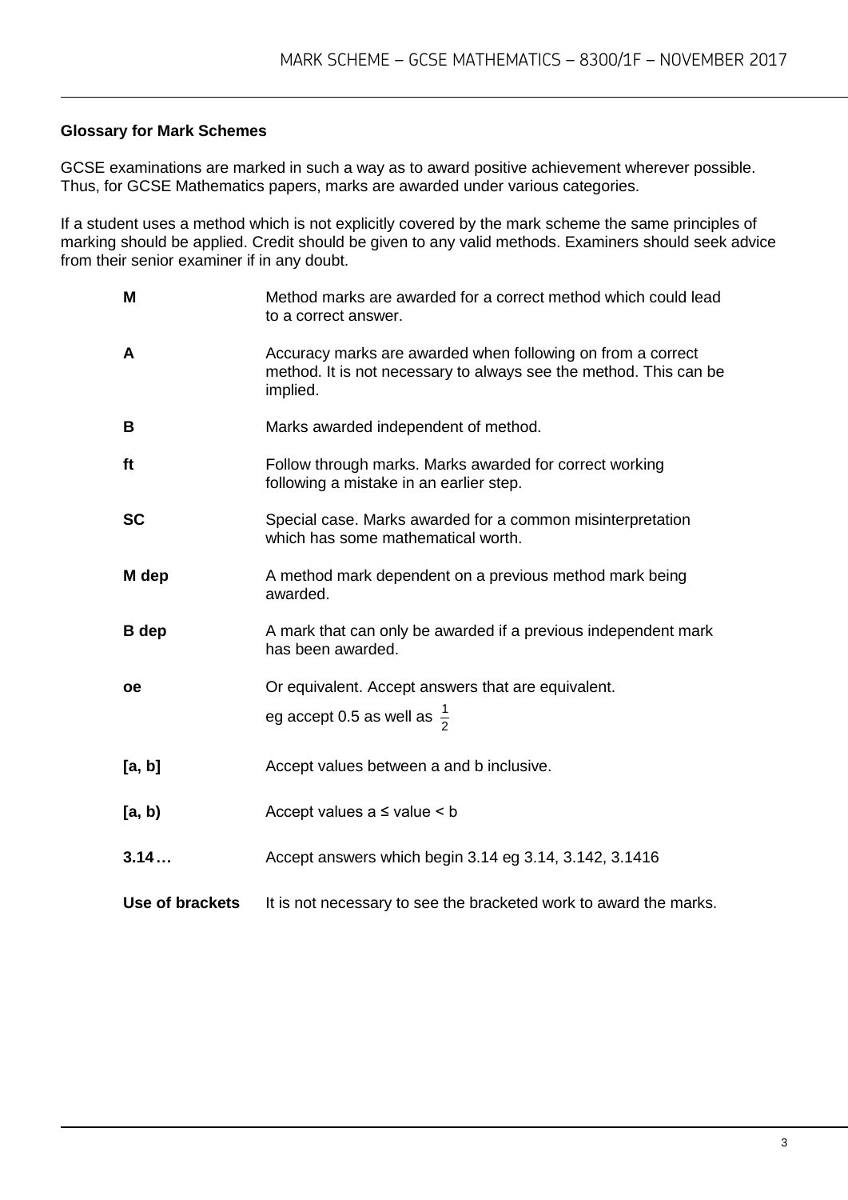**Glossary for Mark Schemes**

GCSE examinations are marked in such a way as to award positive achievement wherever possible. Thus, for GCSE Mathematics papers, marks are awarded under various categories.

If a student uses a method which is not explicitly covered by the mark scheme the same principles of marking should be applied. Credit should be given to any valid methods. Examiners should seek advice from their senior examiner if in any doubt.

| | |
|---|---|
| **M** | Method marks are awarded for a correct method which could lead to a correct answer. |
| **A** | Accuracy marks are awarded when following on from a correct method. It is not necessary to always see the method. This can be implied. |
| **B** | Marks awarded independent of method. |
| **ft** | Follow through marks. Marks awarded for correct working following a mistake in an earlier step. |
| **SC** | Special case. Marks awarded for a common misinterpretation which has some mathematical worth. |
| **M dep** | A method mark dependent on a previous method mark being awarded. |
| **B dep** | A mark that can only be awarded if a previous independent mark has been awarded. |
| **oe** | Or equivalent. Accept answers that are equivalent. eg accept 0.5 as well as $\frac{1}{2}$ |
| **[a, b]** | Accept values between a and b inclusive. |
| **[a, b)** | Accept values a ≤ value < b |
| **3.14…** | Accept answers which begin 3.14 eg 3.14, 3.142, 3.1416 |
| **Use of brackets** | It is not necessary to see the bracketed work to award the marks. |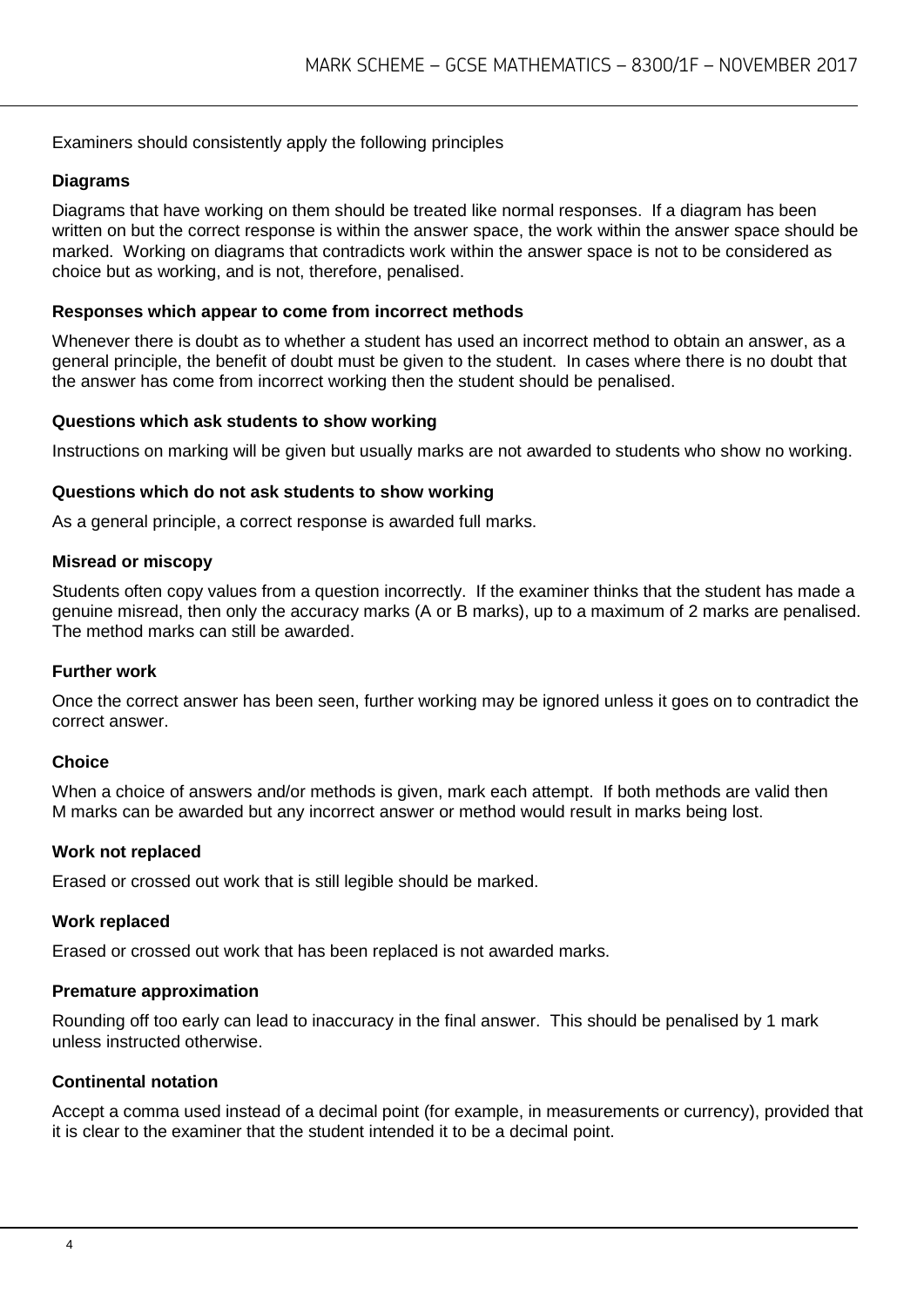Examiners should consistently apply the following principles

### Diagrams

Diagrams that have working on them should be treated like normal responses. If a diagram has been written on but the correct response is within the answer space, the work within the answer space should be marked. Working on diagrams that contradicts work within the answer space is not to be considered as choice but as working, and is not, therefore, penalised.

### Responses which appear to come from incorrect methods

Whenever there is doubt as to whether a student has used an incorrect method to obtain an answer, as a general principle, the benefit of doubt must be given to the student. In cases where there is no doubt that the answer has come from incorrect working then the student should be penalised.

### Questions which ask students to show working

Instructions on marking will be given but usually marks are not awarded to students who show no working.

### Questions which do not ask students to show working

As a general principle, a correct response is awarded full marks.

### Misread or miscopy

Students often copy values from a question incorrectly. If the examiner thinks that the student has made a genuine misread, then only the accuracy marks (A or B marks), up to a maximum of 2 marks are penalised. The method marks can still be awarded.

### Further work

Once the correct answer has been seen, further working may be ignored unless it goes on to contradict the correct answer.

### Choice

When a choice of answers and/or methods is given, mark each attempt. If both methods are valid then M marks can be awarded but any incorrect answer or method would result in marks being lost.

### Work not replaced

Erased or crossed out work that is still legible should be marked.

### Work replaced

Erased or crossed out work that has been replaced is not awarded marks.

### Premature approximation

Rounding off too early can lead to inaccuracy in the final answer. This should be penalised by 1 mark unless instructed otherwise.

### Continental notation

Accept a comma used instead of a decimal point (for example, in measurements or currency), provided that it is clear to the examiner that the student intended it to be a decimal point.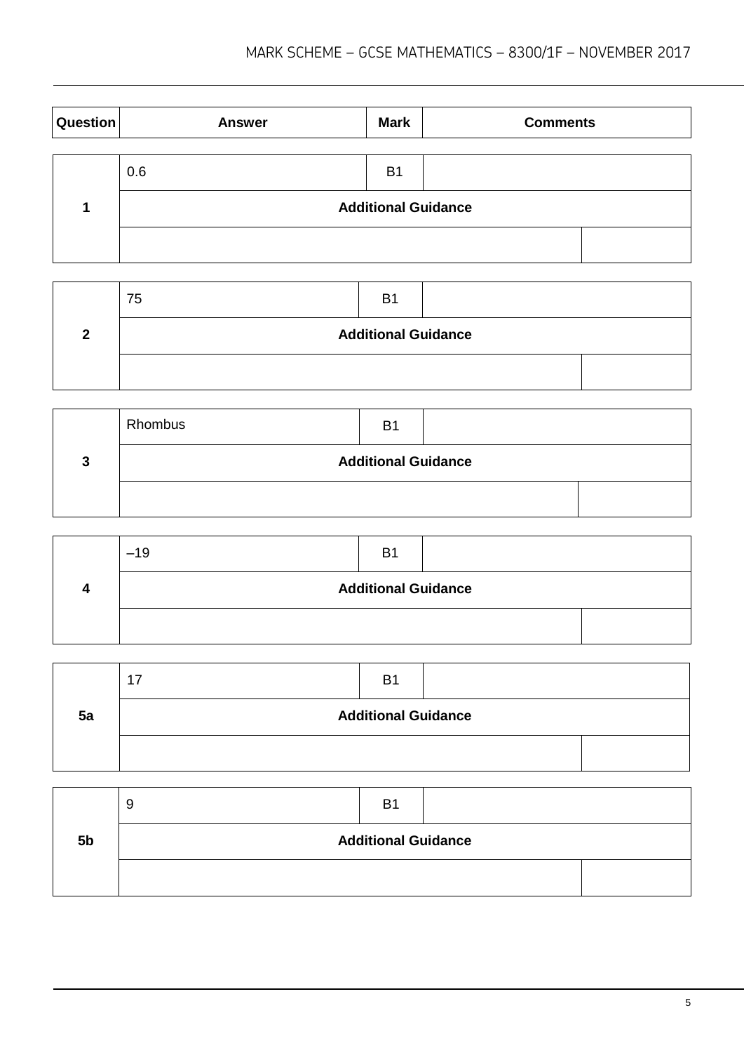| Question | Answer | Mark | Comments |
|---|---|---|---|
| 1 | 0.6 | B1 | |
| | **Additional Guidance** | | |
| | | | |

| Question | Answer | Mark | Comments |
|---|---|---|---|
| 2 | 75 | B1 | |
| | **Additional Guidance** | | |
| | | | |

| Question | Answer | Mark | Comments |
|---|---|---|---|
| 3 | Rhombus | B1 | |
| | **Additional Guidance** | | |
| | | | |

| Question | Answer | Mark | Comments |
|---|---|---|---|
| 4 | –19 | B1 | |
| | **Additional Guidance** | | |
| | | | |

| Question | Answer | Mark | Comments |
|---|---|---|---|
| 5a | 17 | B1 | |
| | **Additional Guidance** | | |
| | | | |

| Question | Answer | Mark | Comments |
|---|---|---|---|
| 5b | 9 | B1 | |
| | **Additional Guidance** | | |
| | | | |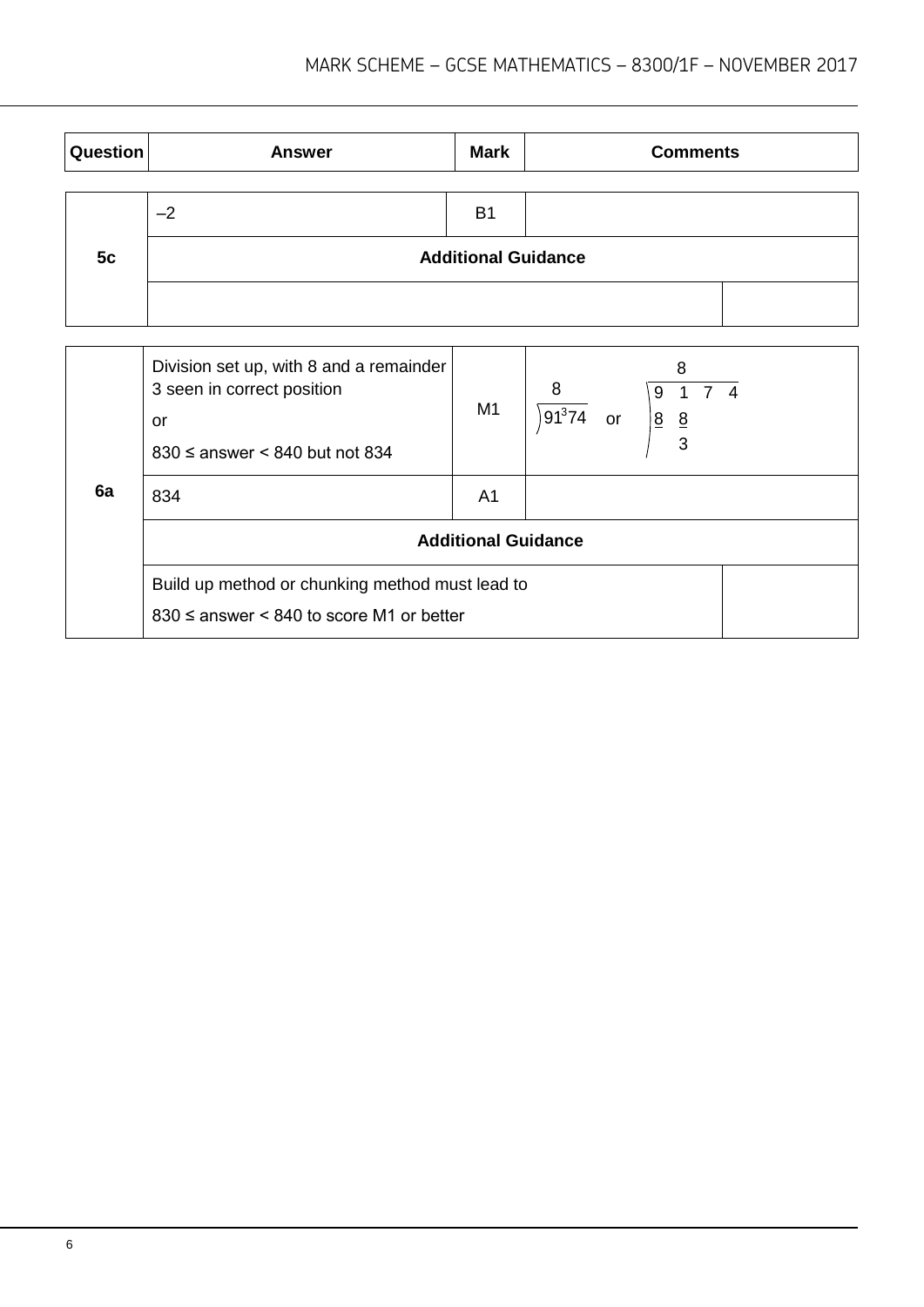| Question | Answer | Mark | Comments |
|---|---|---|---|
| 5c | –2 | B1 | |
| | **Additional Guidance** | | |
| | | | |

| Question | Answer | Mark | Comments |
|---|---|---|---|
| 6a | Division set up, with 8 and a remainder 3 seen in correct position<br>or<br>830 ≤ answer < 840 but not 834 | M1 | 8 over 9 1 with superscript 3 then 7 4 (i.e. $91^{3}74$ with 8 above)<br>or<br>8 over 9 1 7 4, with 8 under 9, 8 under 1, remainder 3 |
| | 834 | A1 | |
| | **Additional Guidance** | | |
| | Build up method or chunking method must lead to<br>830 ≤ answer < 840 to score M1 or better | | |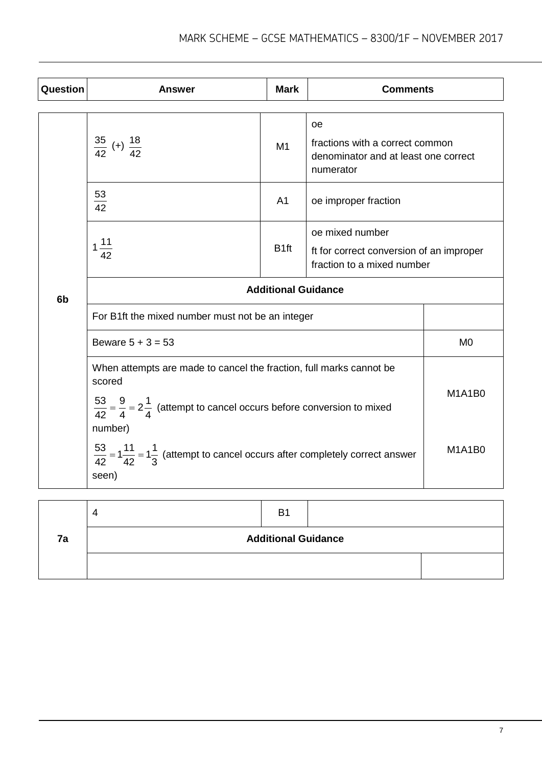| Question | Answer | Mark | Comments |
|---|---|---|---|
| 6b | $\frac{35}{42}$ (+) $\frac{18}{42}$ | M1 | oe<br>fractions with a correct common denominator and at least one correct numerator |
| | $\frac{53}{42}$ | A1 | oe improper fraction |
| | $1\frac{11}{42}$ | B1ft | oe mixed number<br>ft for correct conversion of an improper fraction to a mixed number |
| | **Additional Guidance** | | |
| | For B1ft the mixed number must not be an integer | | |
| | Beware 5 + 3 = 53 | | M0 |
| | When attempts are made to cancel the fraction, full marks cannot be scored<br>$\frac{53}{42} = \frac{9}{4} = 2\frac{1}{4}$ (attempt to cancel occurs before conversion to mixed number) | | M1A1B0 |
| | $\frac{53}{42} = 1\frac{11}{42} = 1\frac{1}{3}$ (attempt to cancel occurs after completely correct answer seen) | | M1A1B0 |

| Question | Answer | Mark | Comments |
|---|---|---|---|
| 7a | 4 | B1 | |
| | **Additional Guidance** | | |
| | | | |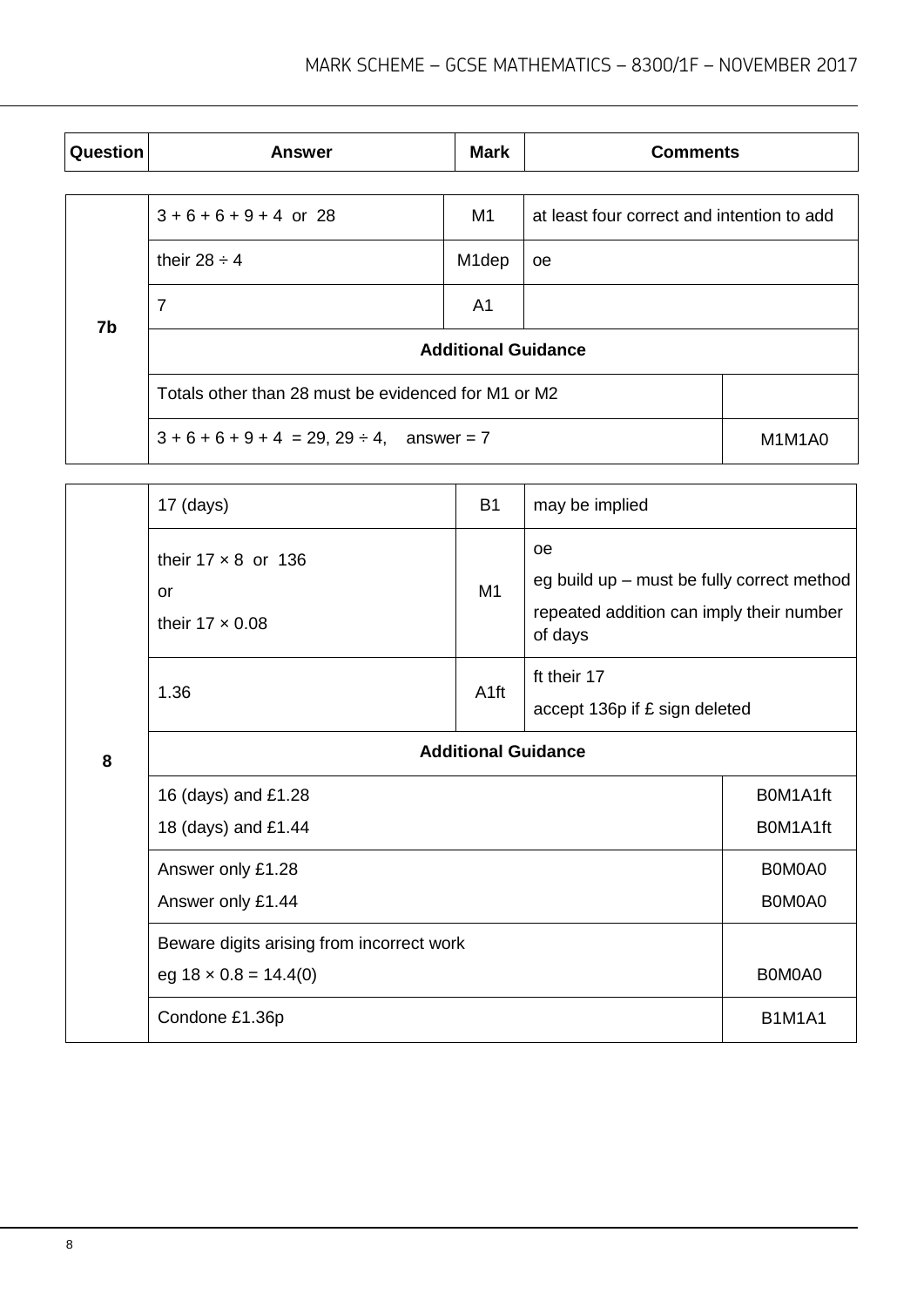| Question | Answer | Mark | Comments |
|---|---|---|---|
| 7b | $3 + 6 + 6 + 9 + 4$ or $28$ | M1 | at least four correct and intention to add |
| | their $28 \div 4$ | M1dep | oe |
| | 7 | A1 | |
| | **Additional Guidance** | | |
| | Totals other than 28 must be evidenced for M1 or M2 | | |
| | $3 + 6 + 6 + 9 + 4 = 29$, $29 \div 4$, answer = 7 | | M1M1A0 |

| Question | Answer | Mark | Comments |
|---|---|---|---|
| 8 | 17 (days) | B1 | may be implied |
| | their $17 \times 8$ or $136$<br>or<br>their $17 \times 0.08$ | M1 | oe<br>eg build up – must be fully correct method<br>repeated addition can imply their number of days |
| | 1.36 | A1ft | ft their 17<br>accept 136p if £ sign deleted |
| | **Additional Guidance** | | |
| | 16 (days) and £1.28<br>18 (days) and £1.44 | | B0M1A1ft<br>B0M1A1ft |
| | Answer only £1.28<br>Answer only £1.44 | | B0M0A0<br>B0M0A0 |
| | Beware digits arising from incorrect work<br>eg $18 \times 0.8 = 14.4(0)$ | | B0M0A0 |
| | Condone £1.36p | | B1M1A1 |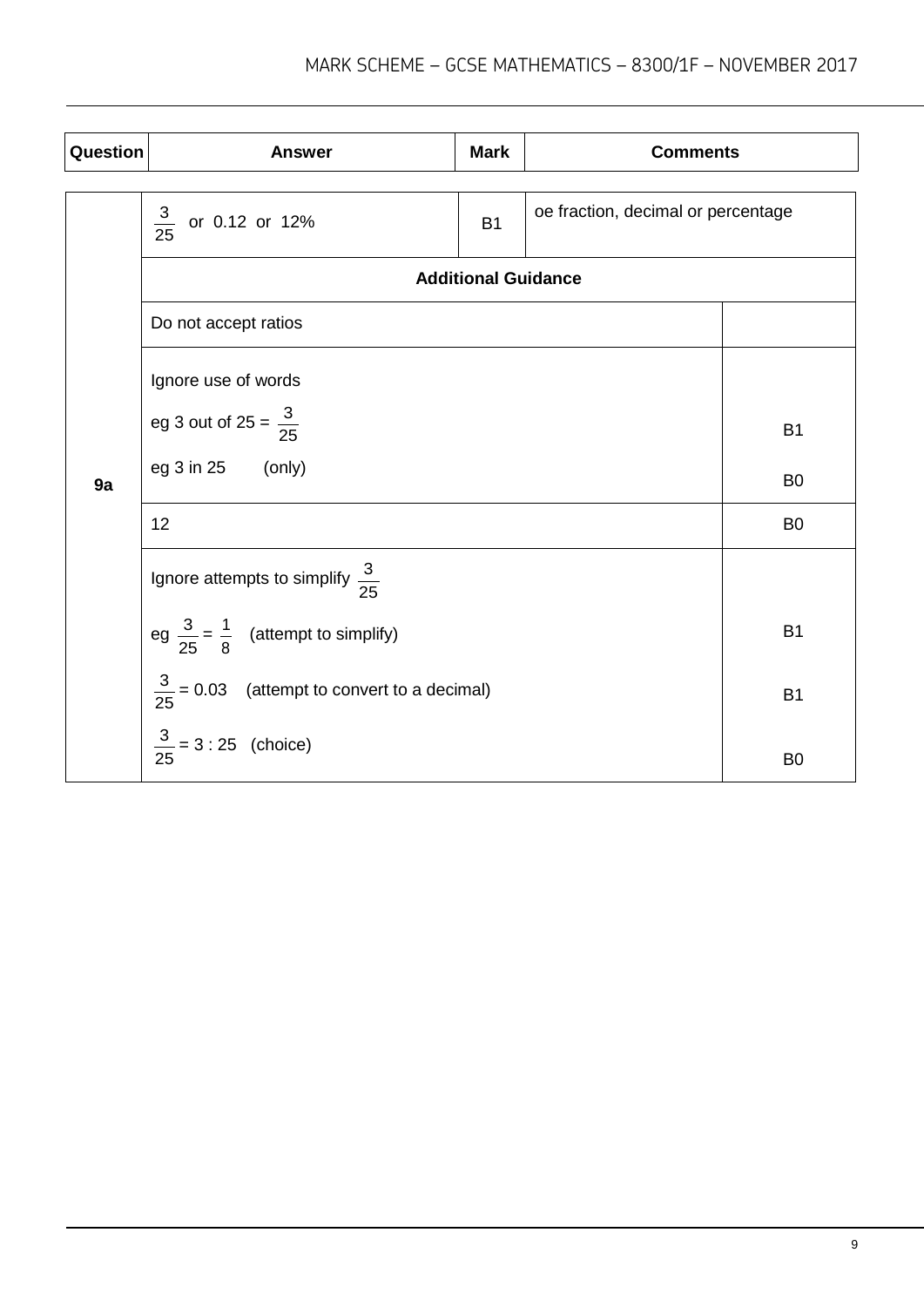| Question | Answer | Mark | Comments |
| --- | --- | --- | --- |
| 9a | $\frac{3}{25}$ or 0.12 or 12% | B1 | oe fraction, decimal or percentage |
| | **Additional Guidance** | | |
| | Do not accept ratios | | |
| | Ignore use of words | | |
| | eg 3 out of 25 = $\frac{3}{25}$ | | B1 |
| | eg 3 in 25 (only) | | B0 |
| | 12 | | B0 |
| | Ignore attempts to simplify $\frac{3}{25}$ | | |
| | eg $\frac{3}{25} = \frac{1}{8}$ (attempt to simplify) | | B1 |
| | $\frac{3}{25} = 0.03$ (attempt to convert to a decimal) | | B1 |
| | $\frac{3}{25} = 3 : 25$ (choice) | | B0 |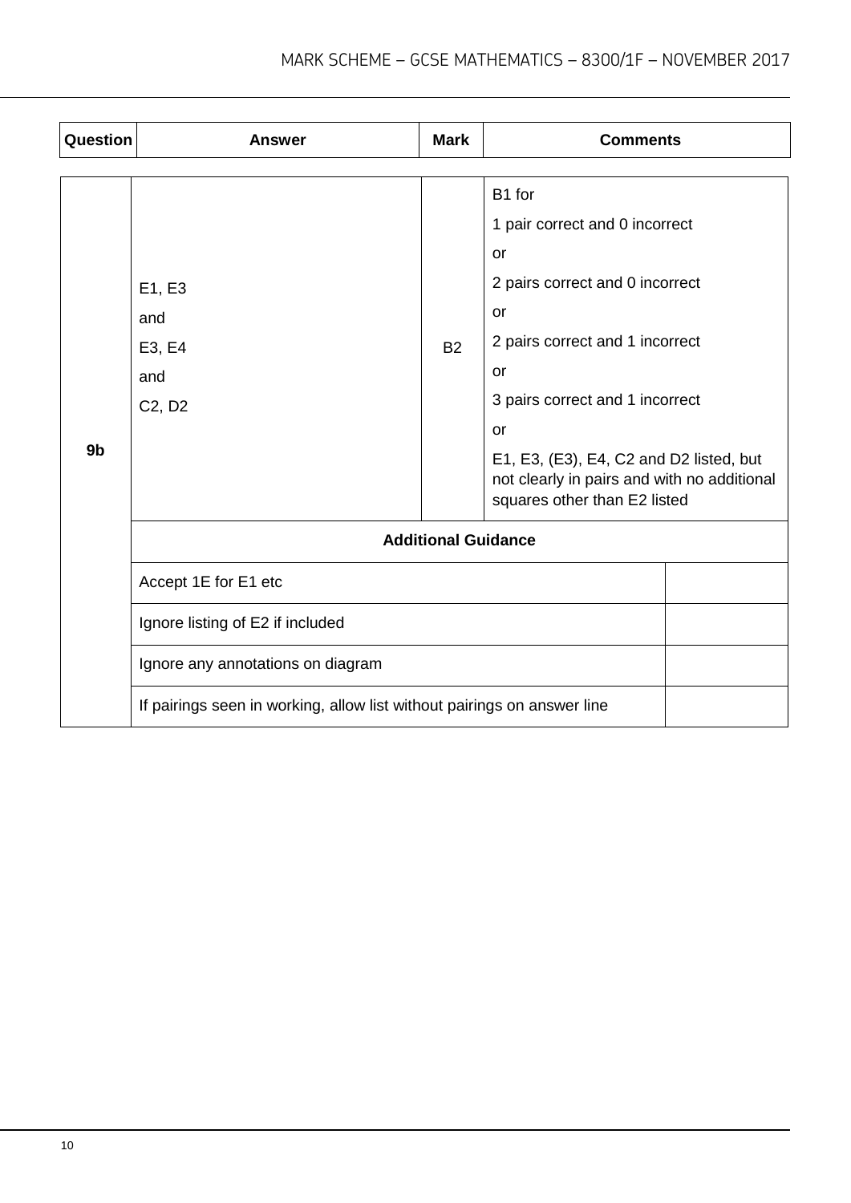| Question | Answer | Mark | Comments |
|---|---|---|---|
| 9b | E1, E3<br>and<br>E3, E4<br>and<br>C2, D2 | B2 | B1 for<br>1 pair correct and 0 incorrect<br>or<br>2 pairs correct and 0 incorrect<br>or<br>2 pairs correct and 1 incorrect<br>or<br>3 pairs correct and 1 incorrect<br>or<br>E1, E3, (E3), E4, C2 and D2 listed, but not clearly in pairs and with no additional squares other than E2 listed |
| | **Additional Guidance** | | |
| | Accept 1E for E1 etc | | |
| | Ignore listing of E2 if included | | |
| | Ignore any annotations on diagram | | |
| | If pairings seen in working, allow list without pairings on answer line | | |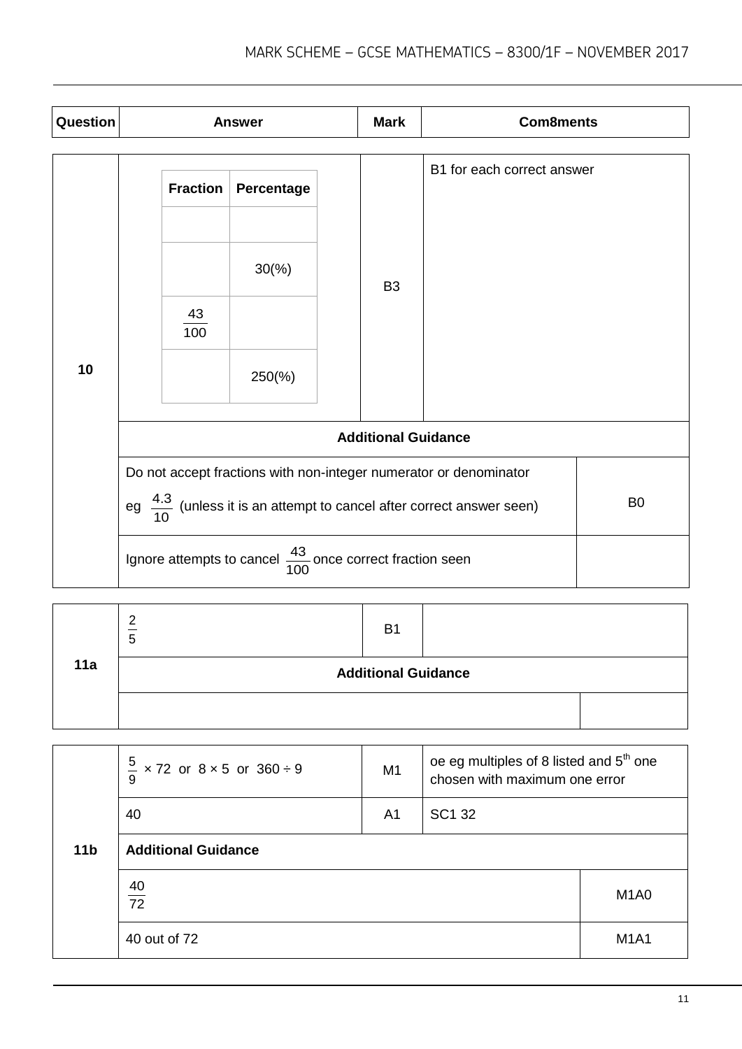| Question | Answer | Mark | Com8ments |
|---|---|---|---|

**Question 10**

| Fraction | Percentage |
|---|---|
| | |
| | 30(%) |
| $\frac{43}{100}$ | |
| | 250(%) |

| Mark | Comments |
|---|---|
| B3 | B1 for each correct answer |

**Additional Guidance**

| Guidance | Mark |
|---|---|
| Do not accept fractions with non-integer numerator or denominator<br>eg $\frac{4.3}{10}$ (unless it is an attempt to cancel after correct answer seen) | B0 |
| Ignore attempts to cancel $\frac{43}{100}$ once correct fraction seen | |

**Question 11a**

| Answer | Mark | Comments |
|---|---|---|
| $\frac{2}{5}$ | B1 | |

**Additional Guidance**

| | |
|---|---|
| | |

**Question 11b**

| Answer | Mark | Comments |
|---|---|---|
| $\frac{5}{9} \times 72$ or $8 \times 5$ or $360 \div 9$ | M1 | oe eg multiples of 8 listed and 5[th] one chosen with maximum one error |
| 40 | A1 | SC1 32 |

**Additional Guidance**

| Guidance | Mark |
|---|---|
| $\frac{40}{72}$ | M1A0 |
| 40 out of 72 | M1A1 |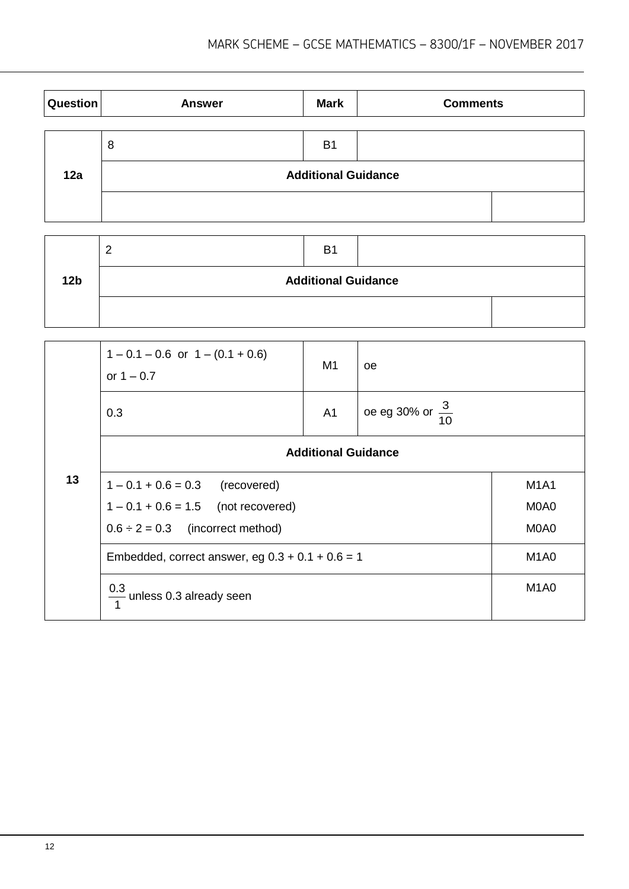| Question | Answer | Mark | Comments |
|---|---|---|---|
| 12a | 8 | B1 | |
| | **Additional Guidance** | | |
| | | | |

| Question | Answer | Mark | Comments |
|---|---|---|---|
| 12b | 2 | B1 | |
| | **Additional Guidance** | | |
| | | | |

| Question | Answer | Mark | Comments |
|---|---|---|---|
| 13 | $1 - 0.1 - 0.6$ or $1 - (0.1 + 0.6)$ or $1 - 0.7$ | M1 | oe |
| | 0.3 | A1 | oe eg 30% or $\frac{3}{10}$ |
| | **Additional Guidance** | | |
| | $1 - 0.1 + 0.6 = 0.3$ (recovered)<br>$1 - 0.1 + 0.6 = 1.5$ (not recovered)<br>$0.6 \div 2 = 0.3$ (incorrect method) | | M1A1<br>M0A0<br>M0A0 |
| | Embedded, correct answer, eg $0.3 + 0.1 + 0.6 = 1$ | | M1A0 |
| | $\frac{0.3}{1}$ unless 0.3 already seen | | M1A0 |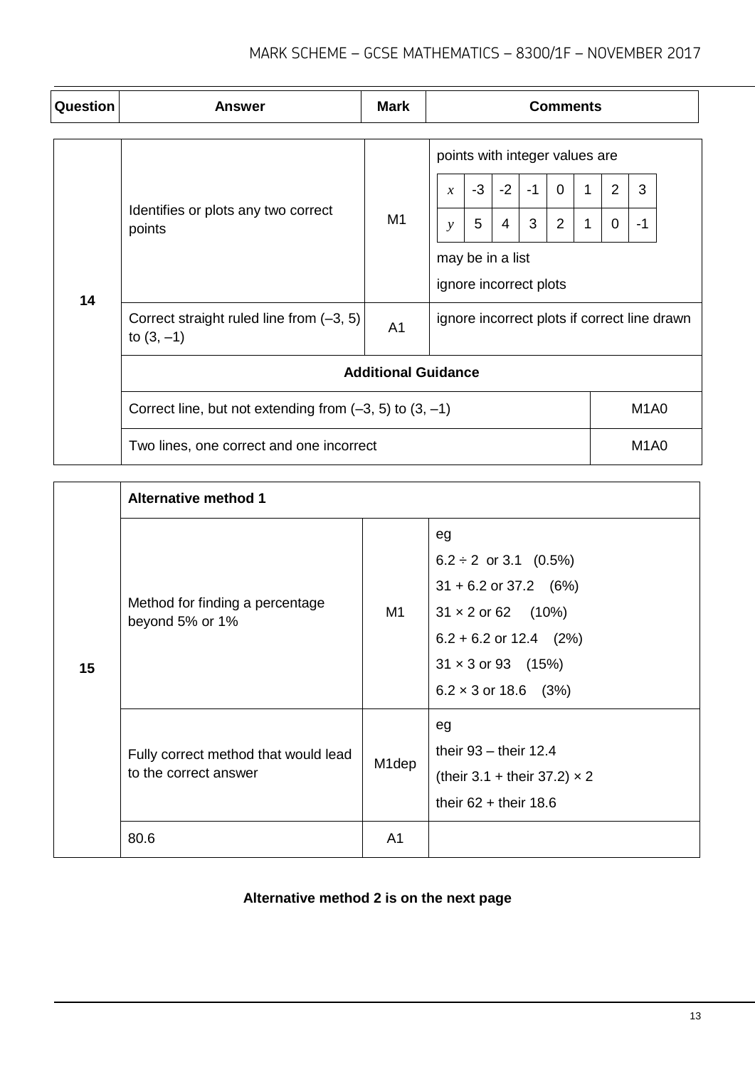| Question | Answer | Mark | Comments |
|---|---|---|---|
| 14 | Identifies or plots any two correct points | M1 | points with integer values are<br><br>$x$: -3, -2, -1, 0, 1, 2, 3<br>$y$: 5, 4, 3, 2, 1, 0, -1<br><br>may be in a list<br><br>ignore incorrect plots |
| | Correct straight ruled line from (–3, 5) to (3, –1) | A1 | ignore incorrect plots if correct line drawn |
| | **Additional Guidance** | | |
| | Correct line, but not extending from (–3, 5) to (3, –1) | | M1A0 |
| | Two lines, one correct and one incorrect | | M1A0 |

| Question | Answer | Mark | Comments |
|---|---|---|---|
| 15 | **Alternative method 1** | | |
| | Method for finding a percentage beyond 5% or 1% | M1 | eg<br>6.2 ÷ 2 or 3.1 (0.5%)<br>31 + 6.2 or 37.2 (6%)<br>31 × 2 or 62 (10%)<br>6.2 + 6.2 or 12.4 (2%)<br>31 × 3 or 93 (15%)<br>6.2 × 3 or 18.6 (3%) |
| | Fully correct method that would lead to the correct answer | M1dep | eg<br>their 93 – their 12.4<br>(their 3.1 + their 37.2) × 2<br>their 62 + their 18.6 |
| | 80.6 | A1 | |

**Alternative method 2 is on the next page**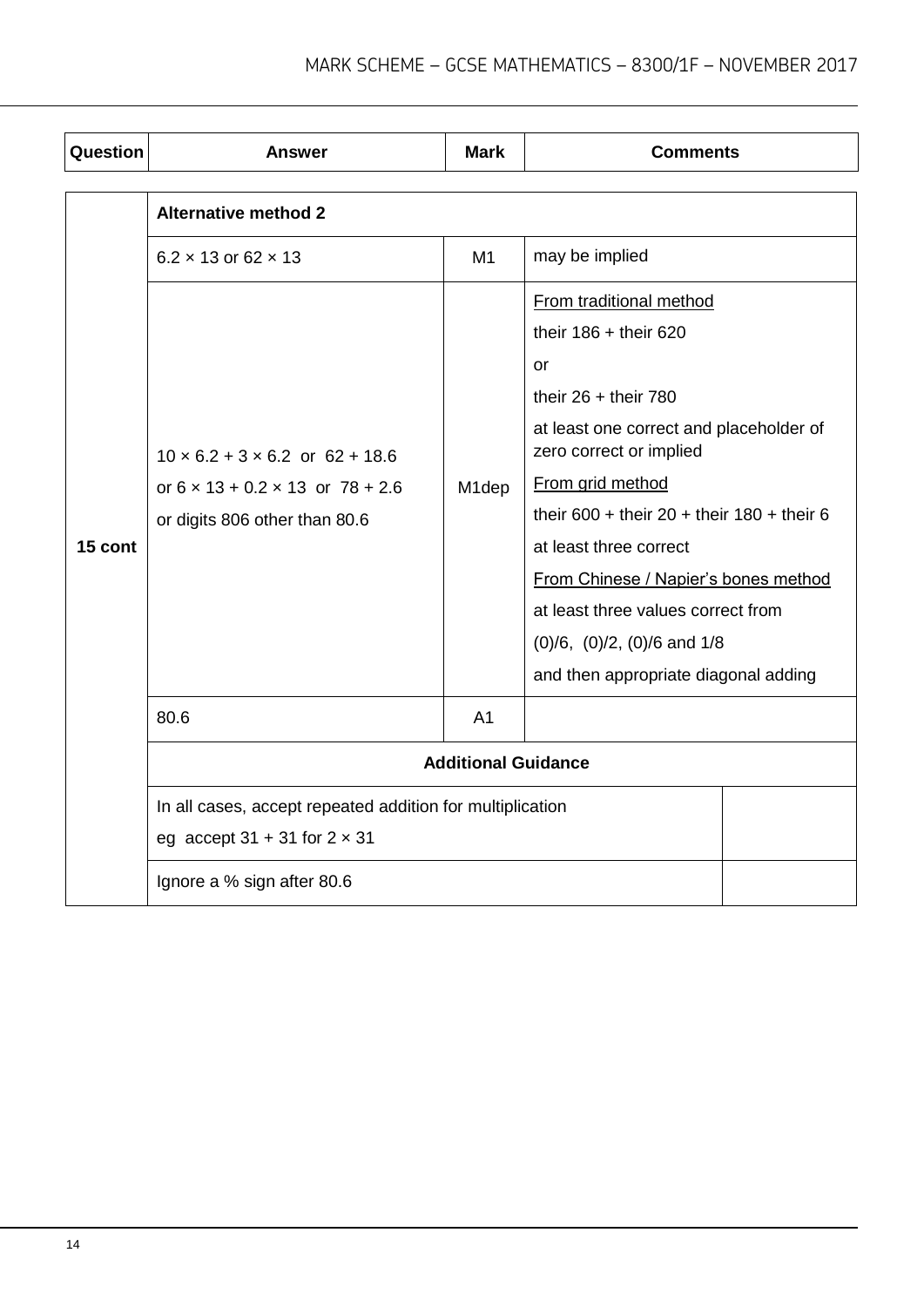| Question | Answer | Mark | Comments |
|---|---|---|---|
| 15 cont | **Alternative method 2** | | |
| | $6.2 \times 13$ or $62 \times 13$ | M1 | may be implied |
| | $10 \times 6.2 + 3 \times 6.2$ or $62 + 18.6$<br>or $6 \times 13 + 0.2 \times 13$ or $78 + 2.6$<br>or digits 806 other than 80.6 | M1dep | From traditional method<br>their 186 + their 620<br>or<br>their 26 + their 780<br>at least one correct and placeholder of zero correct or implied<br>From grid method<br>their 600 + their 20 + their 180 + their 6<br>at least three correct<br>From Chinese / Napier's bones method<br>at least three values correct from<br>(0)/6, (0)/2, (0)/6 and 1/8<br>and then appropriate diagonal adding |
| | 80.6 | A1 | |
| | **Additional Guidance** | | |
| | In all cases, accept repeated addition for multiplication<br>eg accept $31 + 31$ for $2 \times 31$ | | |
| | Ignore a % sign after 80.6 | | |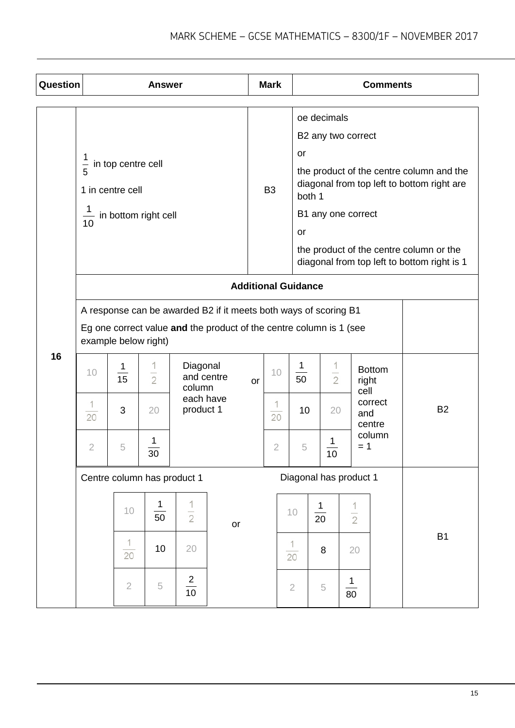| Question | Answer | Mark | Comments |
|---|---|---|---|
| 16 | $\frac{1}{5}$ in top centre cell<br><br>1 in centre cell<br><br>$\frac{1}{10}$ in bottom right cell | B3 | oe decimals<br><br>B2 any two correct<br><br>or<br><br>the product of the centre column and the diagonal from top left to bottom right are both 1<br><br>B1 any one correct<br><br>or<br><br>the product of the centre column or the diagonal from top left to bottom right is 1 |

**Additional Guidance**

A response can be awarded B2 if it meets both ways of scoring B1

Eg one correct value **and** the product of the centre column is 1 (see example below right)

Diagonal and centre column each have product 1:

| | | |
|---|---|---|
| 10 | $\frac{1}{15}$ | $\frac{1}{2}$ |
| $\frac{1}{20}$ | 3 | 20 |
| 2 | 5 | $\frac{1}{30}$ |

or

Bottom right cell correct and centre column = 1:

| | | |
|---|---|---|
| 10 | $\frac{1}{50}$ | $\frac{1}{2}$ |
| $\frac{1}{20}$ | 10 | 20 |
| 2 | 5 | $\frac{1}{10}$ |

B2

Centre column has product 1:

| | | |
|---|---|---|
| 10 | $\frac{1}{50}$ | $\frac{1}{2}$ |
| $\frac{1}{20}$ | 10 | 20 |
| 2 | 5 | $\frac{2}{10}$ |

or

Diagonal has product 1:

| | | |
|---|---|---|
| 10 | $\frac{1}{20}$ | $\frac{1}{2}$ |
| $\frac{1}{20}$ | 8 | 20 |
| 2 | 5 | $\frac{1}{80}$ |

B1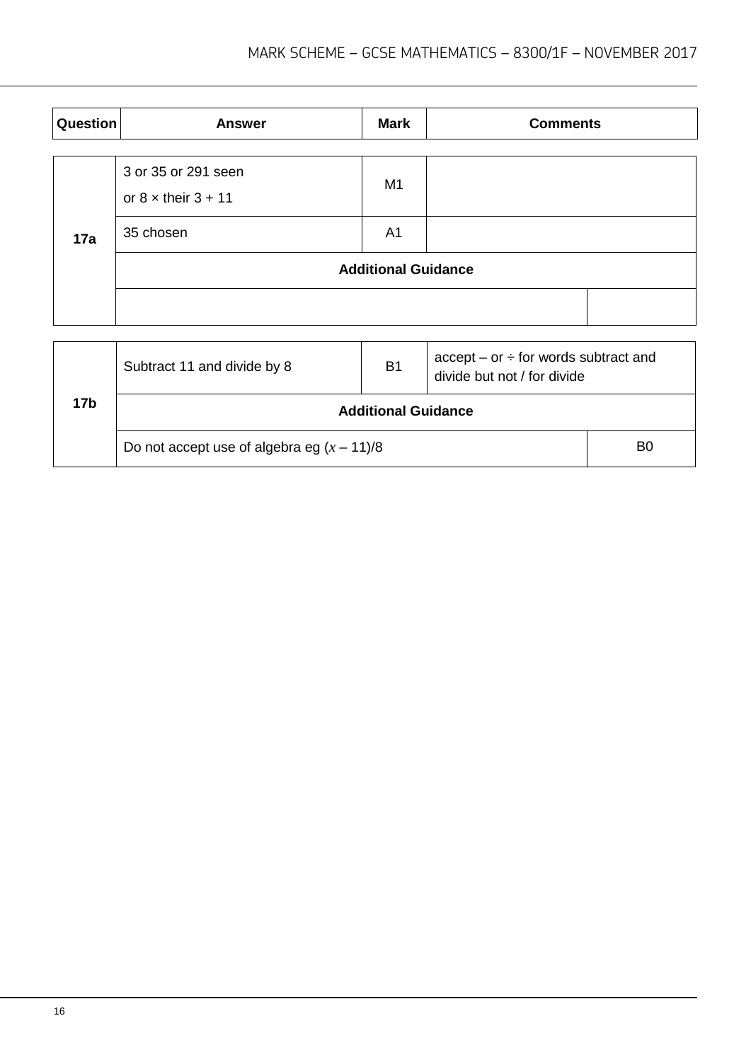| Question | Answer | Mark | Comments |
|---|---|---|---|
| 17a | 3 or 35 or 291 seen<br>or 8 × their 3 + 11 | M1 | |
| | 35 chosen | A1 | |
| | **Additional Guidance** | | |
| | | | |

| Question | Answer | Mark | Comments |
|---|---|---|---|
| 17b | Subtract 11 and divide by 8 | B1 | accept – or ÷ for words subtract and divide but not / for divide |
| | **Additional Guidance** | | |
| | Do not accept use of algebra eg $(x – 11)/8$ | | B0 |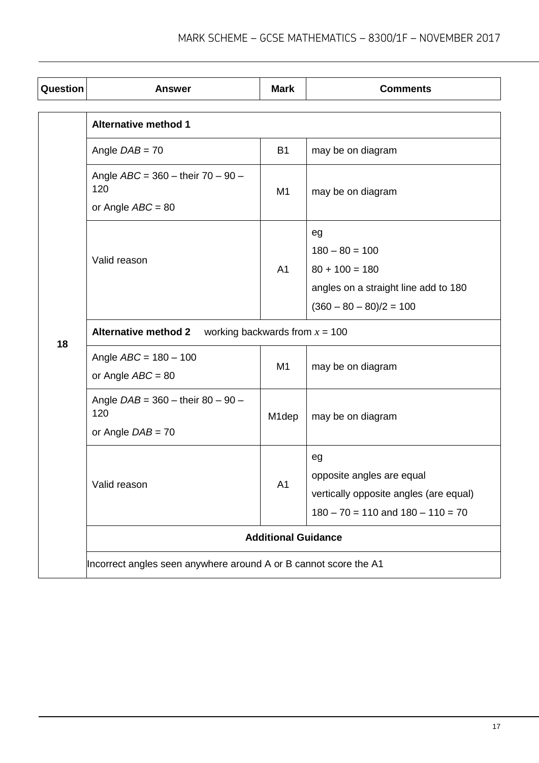| Question | Answer | Mark | Comments |
|---|---|---|---|
| 18 | **Alternative method 1** | | |
| | Angle *DAB* = 70 | B1 | may be on diagram |
| | Angle *ABC* = 360 – their 70 – 90 – 120<br>or Angle *ABC* = 80 | M1 | may be on diagram |
| | Valid reason | A1 | eg<br>180 – 80 = 100<br>80 + 100 = 180<br>angles on a straight line add to 180<br>(360 – 80 – 80)/2 = 100 |
| | **Alternative method 2** working backwards from $x = 100$ | | |
| | Angle *ABC* = 180 – 100<br>or Angle *ABC* = 80 | M1 | may be on diagram |
| | Angle *DAB* = 360 – their 80 – 90 – 120<br>or Angle *DAB* = 70 | M1dep | may be on diagram |
| | Valid reason | A1 | eg<br>opposite angles are equal<br>vertically opposite angles (are equal)<br>180 – 70 = 110 and 180 – 110 = 70 |
| | **Additional Guidance** | | |
| | Incorrect angles seen anywhere around A or B cannot score the A1 | | |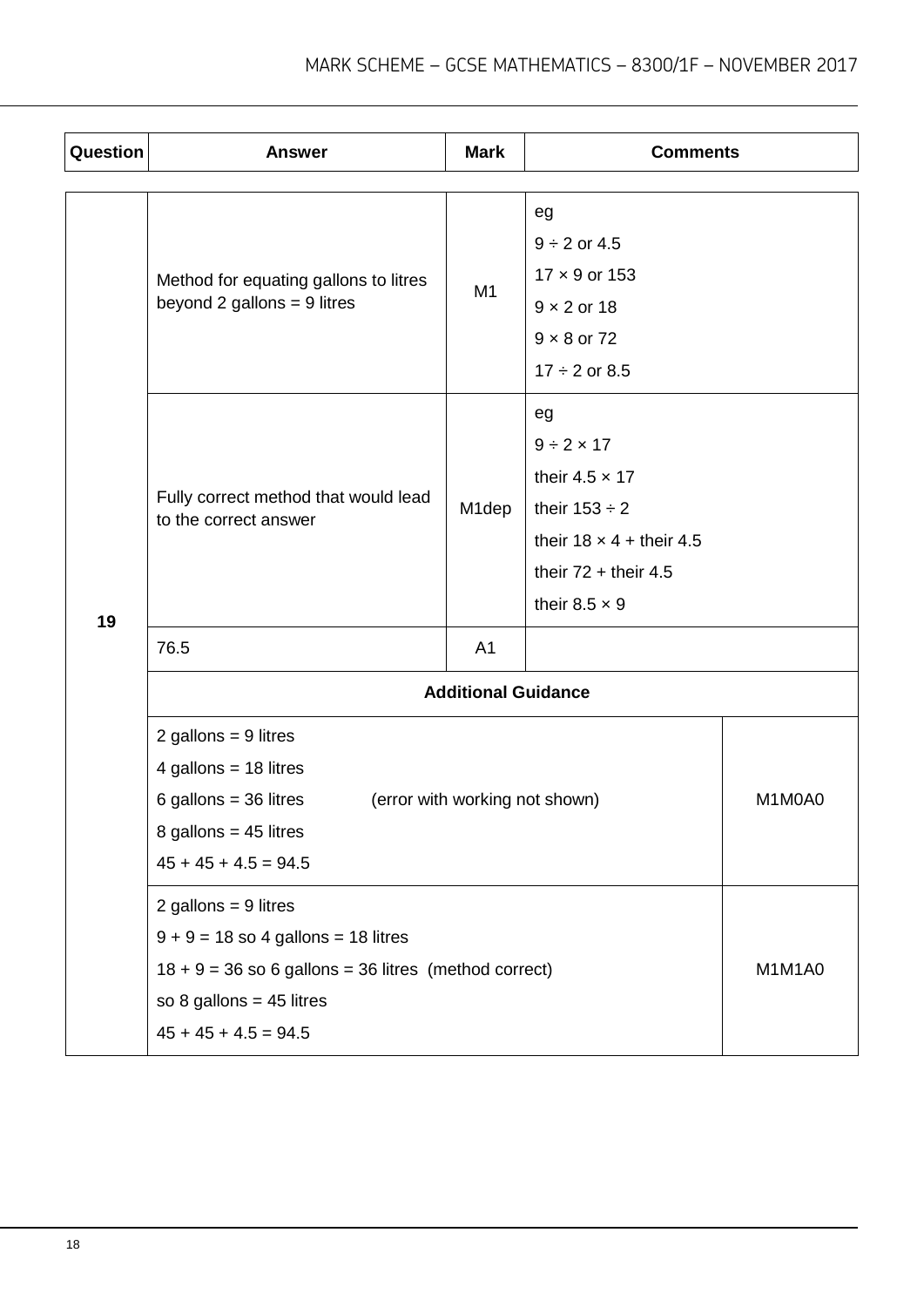| Question | Answer | Mark | Comments |
|---|---|---|---|
| 19 | Method for equating gallons to litres beyond 2 gallons = 9 litres | M1 | eg<br>$9 \div 2$ or 4.5<br>$17 \times 9$ or 153<br>$9 \times 2$ or 18<br>$9 \times 8$ or 72<br>$17 \div 2$ or 8.5 |
| | Fully correct method that would lead to the correct answer | M1dep | eg<br>$9 \div 2 \times 17$<br>their $4.5 \times 17$<br>their $153 \div 2$<br>their $18 \times 4$ + their 4.5<br>their 72 + their 4.5<br>their $8.5 \times 9$ |
| | 76.5 | A1 | |
| | **Additional Guidance** | | |
| | 2 gallons = 9 litres<br>4 gallons = 18 litres<br>6 gallons = 36 litres (error with working not shown)<br>8 gallons = 45 litres<br>45 + 45 + 4.5 = 94.5 | | M1M0A0 |
| | 2 gallons = 9 litres<br>9 + 9 = 18 so 4 gallons = 18 litres<br>18 + 9 = 36 so 6 gallons = 36 litres (method correct)<br>so 8 gallons = 45 litres<br>45 + 45 + 4.5 = 94.5 | | M1M1A0 |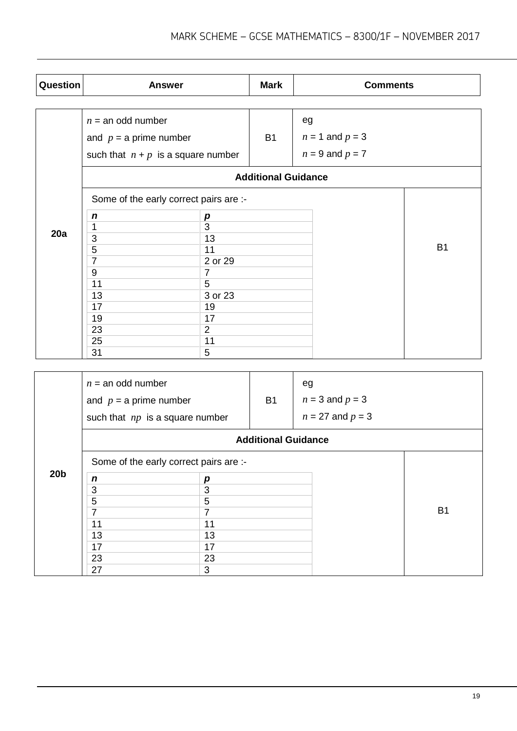| Question | Answer | Mark | Comments |
|---|---|---|---|
| 20a | $n$ = an odd number<br>and $p$ = a prime number<br>such that $n + p$ is a square number | B1 | eg<br>$n$ = 1 and $p$ = 3<br>$n$ = 9 and $p$ = 7 |

**Additional Guidance**

Some of the early correct pairs are :-

| n | p |
|---|---|
| 1 | 3 |
| 3 | 13 |
| 5 | 11 |
| 7 | 2 or 29 |
| 9 | 7 |
| 11 | 5 |
| 13 | 3 or 23 |
| 17 | 19 |
| 19 | 17 |
| 23 | 2 |
| 25 | 11 |
| 31 | 5 |

B1

| Question | Answer | Mark | Comments |
|---|---|---|---|
| 20b | $n$ = an odd number<br>and $p$ = a prime number<br>such that $np$ is a square number | B1 | eg<br>$n$ = 3 and $p$ = 3<br>$n$ = 27 and $p$ = 3 |

**Additional Guidance**

Some of the early correct pairs are :-

| n | p |
|---|---|
| 3 | 3 |
| 5 | 5 |
| 7 | 7 |
| 11 | 11 |
| 13 | 13 |
| 17 | 17 |
| 23 | 23 |
| 27 | 3 |

B1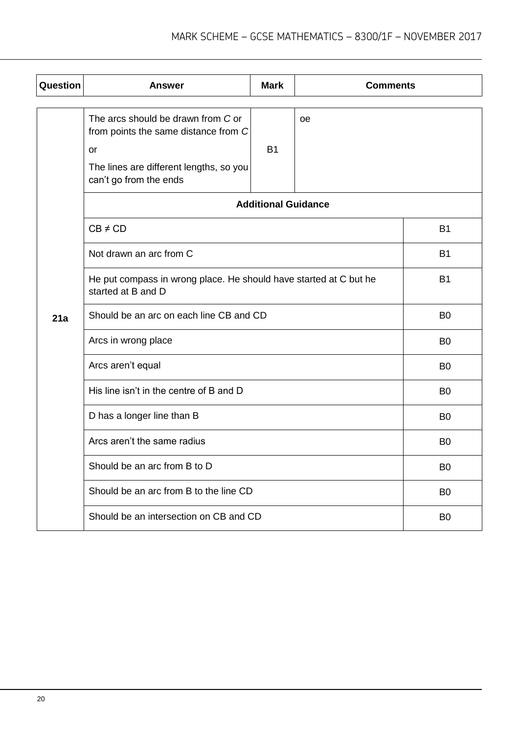| Question | Answer | Mark | Comments |
|---|---|---|---|
| 21a | The arcs should be drawn from *C* or from points the same distance from *C*<br>or<br>The lines are different lengths, so you can't go from the ends | B1 | oe |
| | **Additional Guidance** | | |
| | $CB \neq CD$ | | B1 |
| | Not drawn an arc from C | | B1 |
| | He put compass in wrong place. He should have started at C but he started at B and D | | B1 |
| | Should be an arc on each line CB and CD | | B0 |
| | Arcs in wrong place | | B0 |
| | Arcs aren't equal | | B0 |
| | His line isn't in the centre of B and D | | B0 |
| | D has a longer line than B | | B0 |
| | Arcs aren't the same radius | | B0 |
| | Should be an arc from B to D | | B0 |
| | Should be an arc from B to the line CD | | B0 |
| | Should be an intersection on CB and CD | | B0 |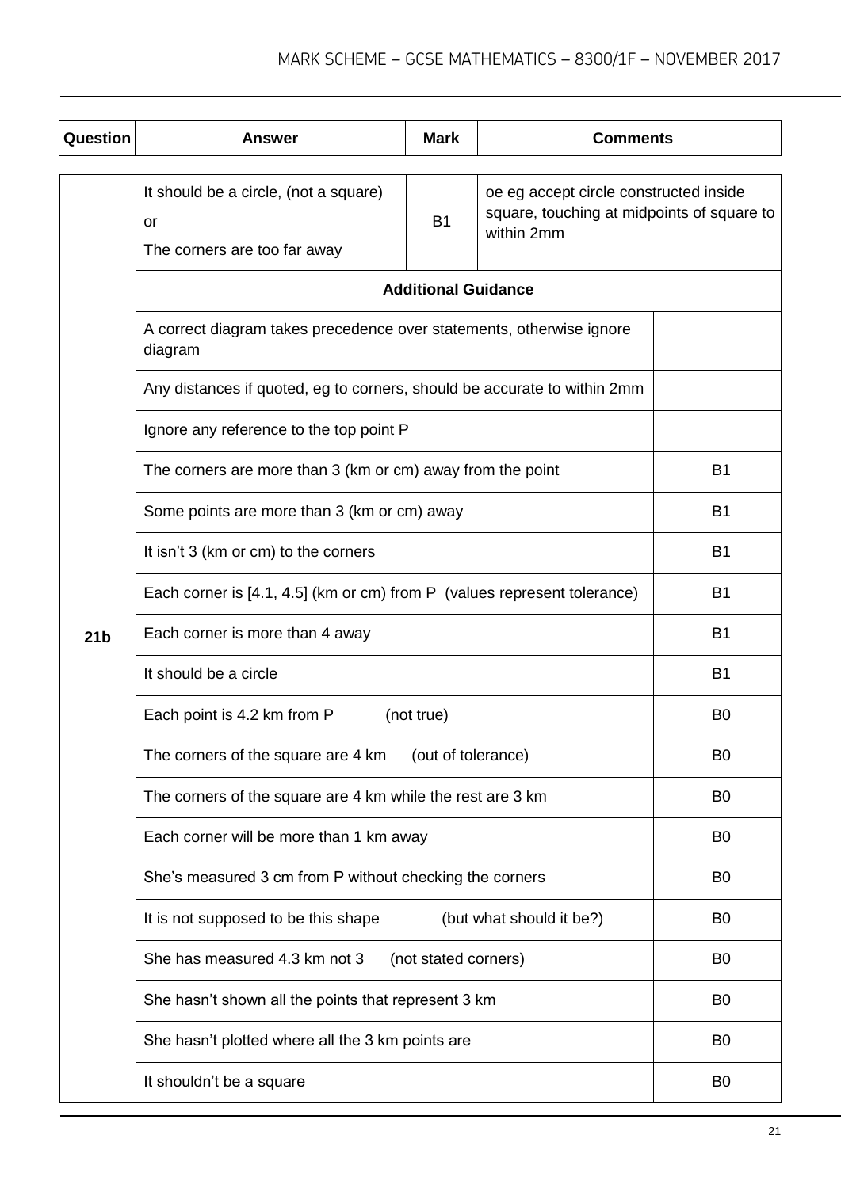| Question | Answer | Mark | Comments |
|---|---|---|---|
| 21b | It should be a circle, (not a square)<br>or<br>The corners are too far away | B1 | oe eg accept circle constructed inside square, touching at midpoints of square to within 2mm |
| | **Additional Guidance** | | |
| | A correct diagram takes precedence over statements, otherwise ignore diagram | | |
| | Any distances if quoted, eg to corners, should be accurate to within 2mm | | |
| | Ignore any reference to the top point P | | |
| | The corners are more than 3 (km or cm) away from the point | | B1 |
| | Some points are more than 3 (km or cm) away | | B1 |
| | It isn't 3 (km or cm) to the corners | | B1 |
| | Each corner is [4.1, 4.5] (km or cm) from P (values represent tolerance) | | B1 |
| | Each corner is more than 4 away | | B1 |
| | It should be a circle | | B1 |
| | Each point is 4.2 km from P (not true) | | B0 |
| | The corners of the square are 4 km (out of tolerance) | | B0 |
| | The corners of the square are 4 km while the rest are 3 km | | B0 |
| | Each corner will be more than 1 km away | | B0 |
| | She's measured 3 cm from P without checking the corners | | B0 |
| | It is not supposed to be this shape (but what should it be?) | | B0 |
| | She has measured 4.3 km not 3 (not stated corners) | | B0 |
| | She hasn't shown all the points that represent 3 km | | B0 |
| | She hasn't plotted where all the 3 km points are | | B0 |
| | It shouldn't be a square | | B0 |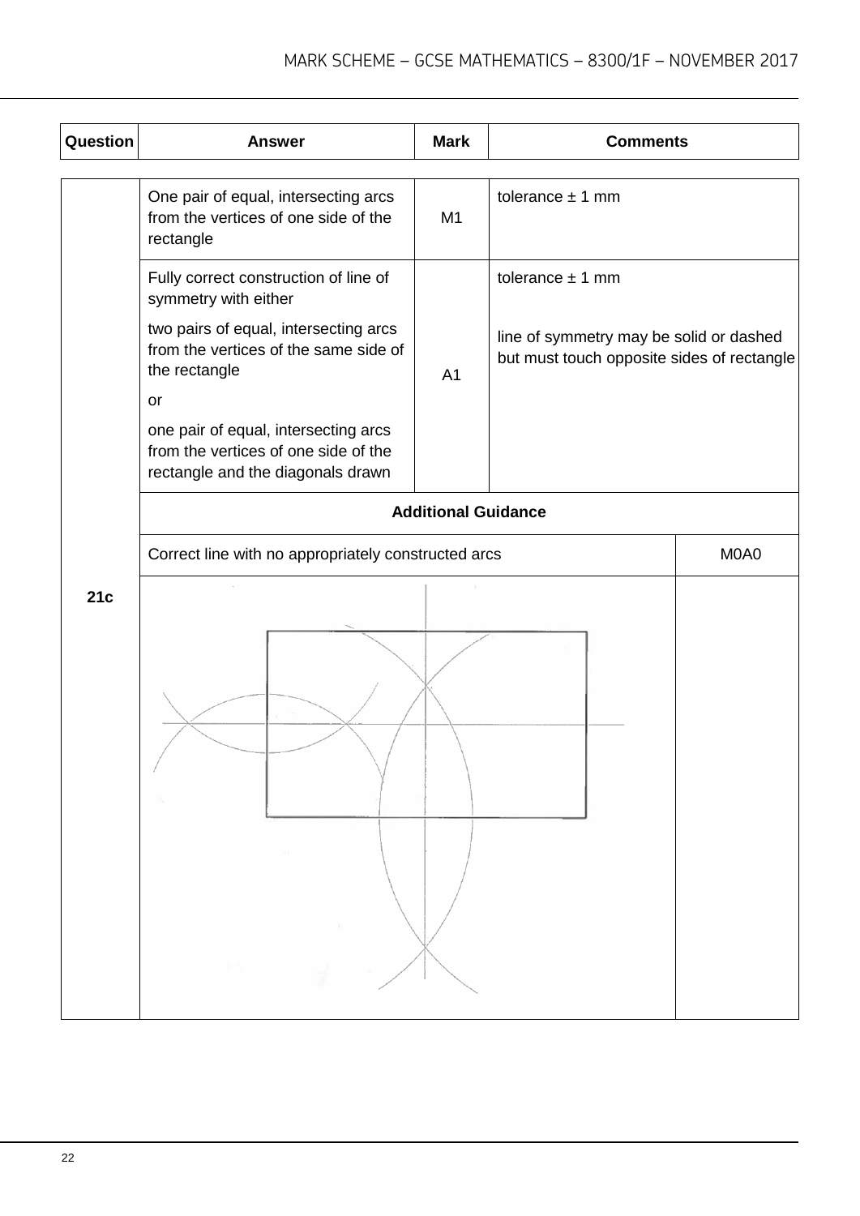| Question | Answer | Mark | Comments |
|---|---|---|---|
| 21c | One pair of equal, intersecting arcs from the vertices of one side of the rectangle | M1 | tolerance ± 1 mm |
| | Fully correct construction of line of symmetry with either<br><br>two pairs of equal, intersecting arcs from the vertices of the same side of the rectangle<br><br>or<br><br>one pair of equal, intersecting arcs from the vertices of one side of the rectangle and the diagonals drawn | A1 | tolerance ± 1 mm<br><br>line of symmetry may be solid or dashed but must touch opposite sides of rectangle |
| | **Additional Guidance** | | |
| | Correct line with no appropriately constructed arcs | | M0A0 |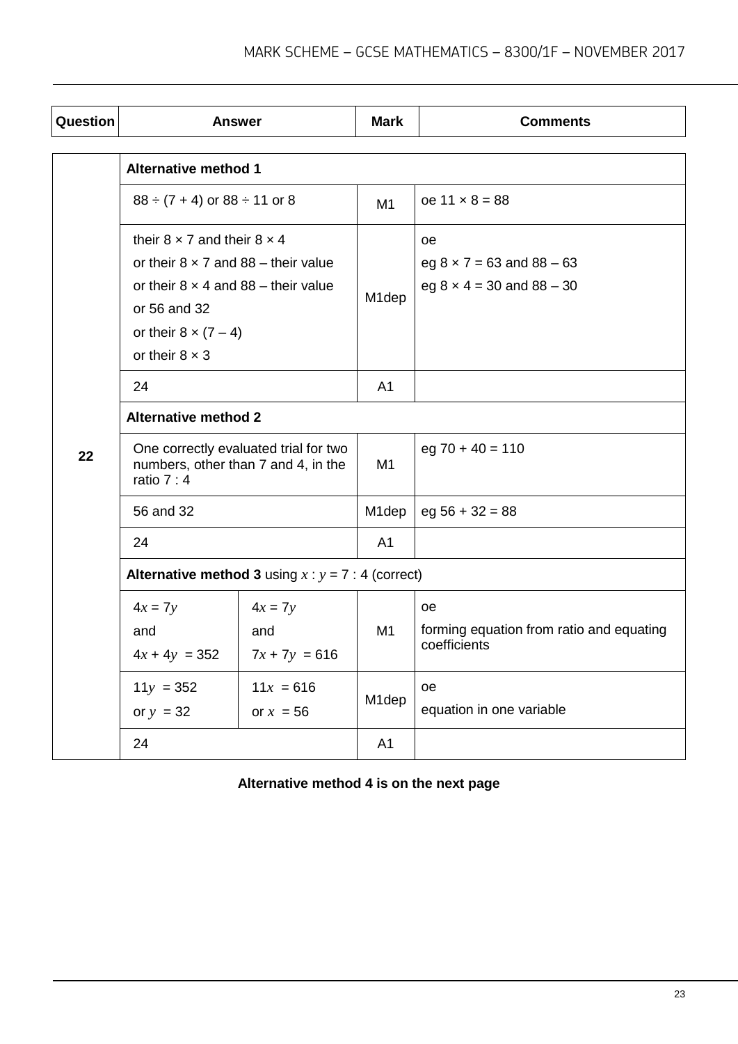| Question | Answer | Mark | Comments |
|---|---|---|---|
| 22 | **Alternative method 1** | | |
| | 88 ÷ (7 + 4) or 88 ÷ 11 or 8 | M1 | oe 11 × 8 = 88 |
| | their 8 × 7 and their 8 × 4<br>or their 8 × 7 and 88 – their value<br>or their 8 × 4 and 88 – their value<br>or 56 and 32<br>or their 8 × (7 – 4)<br>or their 8 × 3 | M1dep | oe<br>eg 8 × 7 = 63 and 88 – 63<br>eg 8 × 4 = 30 and 88 – 30 |
| | 24 | A1 | |
| | **Alternative method 2** | | |
| | One correctly evaluated trial for two numbers, other than 7 and 4, in the ratio 7 : 4 | M1 | eg 70 + 40 = 110 |
| | 56 and 32 | M1dep | eg 56 + 32 = 88 |
| | 24 | A1 | |
| | **Alternative method 3** using $x : y = 7 : 4$ (correct) | | |
| | $4x = 7y$ and $4x + 4y = 352$ &nbsp;&nbsp;&nbsp; $4x = 7y$ and $7x + 7y = 616$ | M1 | oe<br>forming equation from ratio and equating coefficients |
| | $11y = 352$ or $y = 32$ &nbsp;&nbsp;&nbsp; $11x = 616$ or $x = 56$ | M1dep | oe<br>equation in one variable |
| | 24 | A1 | |

**Alternative method 4 is on the next page**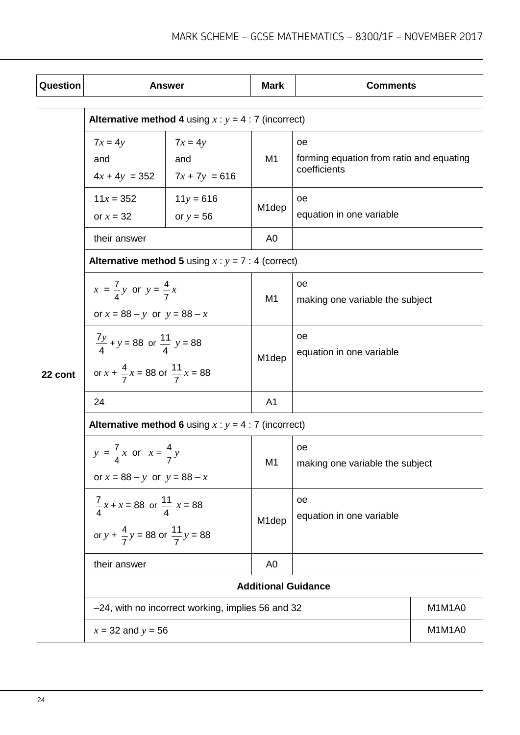| Question | Answer | | Mark | Comments | |
|---|---|---|---|---|---|
| 22 cont | **Alternative method 4** using $x : y = 4 : 7$ (incorrect) | | | | |
| | $7x = 4y$ and $4x + 4y = 352$ | $7x = 4y$ and $7x + 7y = 616$ | M1 | oe<br>forming equation from ratio and equating coefficients | |
| | $11x = 352$ or $x = 32$ | $11y = 616$ or $y = 56$ | M1dep | oe<br>equation in one variable | |
| | their answer | | A0 | | |
| | **Alternative method 5** using $x : y = 7 : 4$ (correct) | | | | |
| | $x = \frac{7}{4}y$ or $y = \frac{4}{7}x$<br>or $x = 88 - y$ or $y = 88 - x$ | | M1 | oe<br>making one variable the subject | |
| | $\frac{7y}{4} + y = 88$ or $\frac{11}{4}\ y = 88$<br>or $x + \frac{4}{7}x = 88$ or $\frac{11}{7}x = 88$ | | M1dep | oe<br>equation in one variable | |
| | 24 | | A1 | | |
| | **Alternative method 6** using $x : y = 4 : 7$ (incorrect) | | | | |
| | $y = \frac{7}{4}x$ or $x = \frac{4}{7}y$<br>or $x = 88 - y$ or $y = 88 - x$ | | M1 | oe<br>making one variable the subject | |
| | $\frac{7}{4}x + x = 88$ or $\frac{11}{4}\ x = 88$<br>or $y + \frac{4}{7}y = 88$ or $\frac{11}{7}y = 88$ | | M1dep | oe<br>equation in one variable | |
| | their answer | | A0 | | |
| | **Additional Guidance** | | | | |
| | –24, with no incorrect working, implies 56 and 32 | | | | M1M1A0 |
| | $x = 32$ and $y = 56$ | | | | M1M1A0 |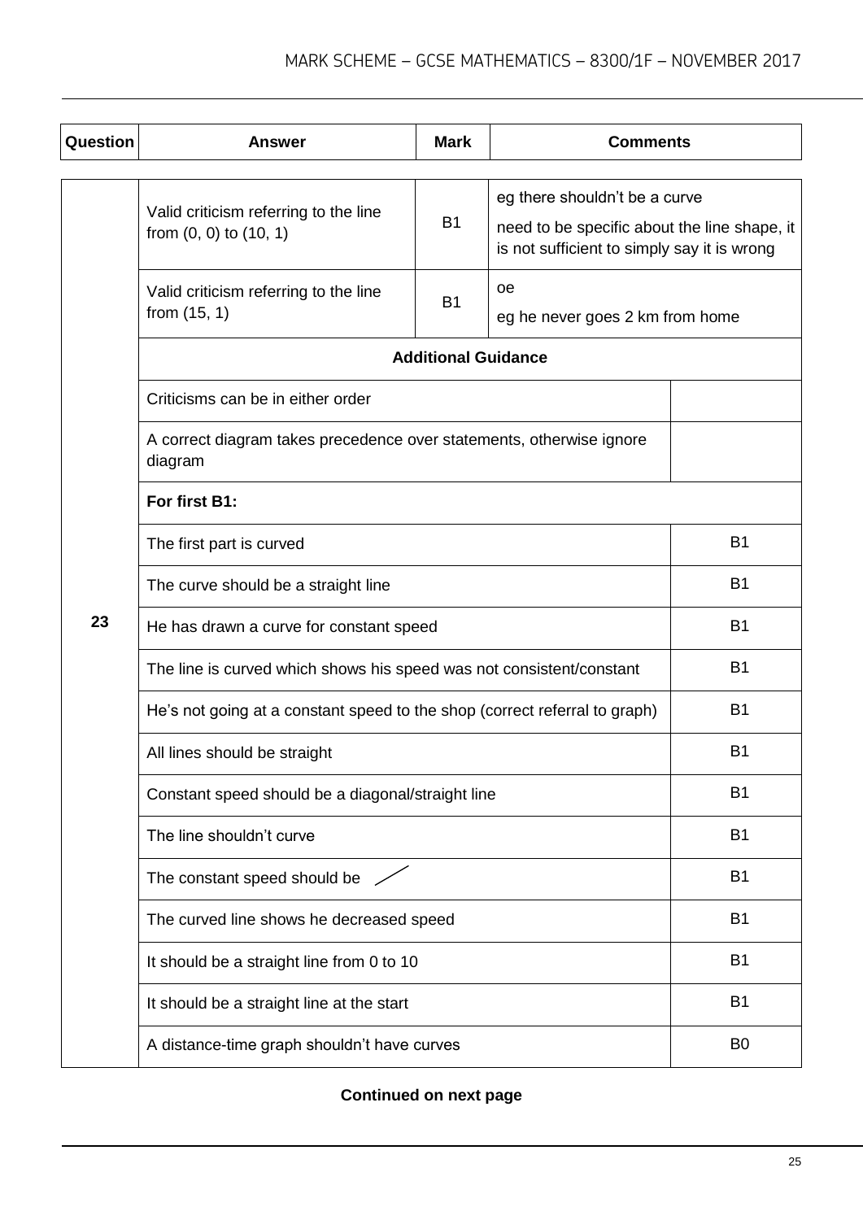| Question | Answer | Mark | Comments |
| --- | --- | --- | --- |
| 23 | Valid criticism referring to the line from (0, 0) to (10, 1) | B1 | eg there shouldn't be a curve<br>need to be specific about the line shape, it is not sufficient to simply say it is wrong |
| | Valid criticism referring to the line from (15, 1) | B1 | oe<br>eg he never goes 2 km from home |
| | **Additional Guidance** | | |
| | Criticisms can be in either order | | |
| | A correct diagram takes precedence over statements, otherwise ignore diagram | | |
| | **For first B1:** | | |
| | The first part is curved | | B1 |
| | The curve should be a straight line | | B1 |
| | He has drawn a curve for constant speed | | B1 |
| | The line is curved which shows his speed was not consistent/constant | | B1 |
| | He's not going at a constant speed to the shop (correct referral to graph) | | B1 |
| | All lines should be straight | | B1 |
| | Constant speed should be a diagonal/straight line | | B1 |
| | The line shouldn't curve | | B1 |
| | The constant speed should be / | | B1 |
| | The curved line shows he decreased speed | | B1 |
| | It should be a straight line from 0 to 10 | | B1 |
| | It should be a straight line at the start | | B1 |
| | A distance-time graph shouldn't have curves | | B0 |

**Continued on next page**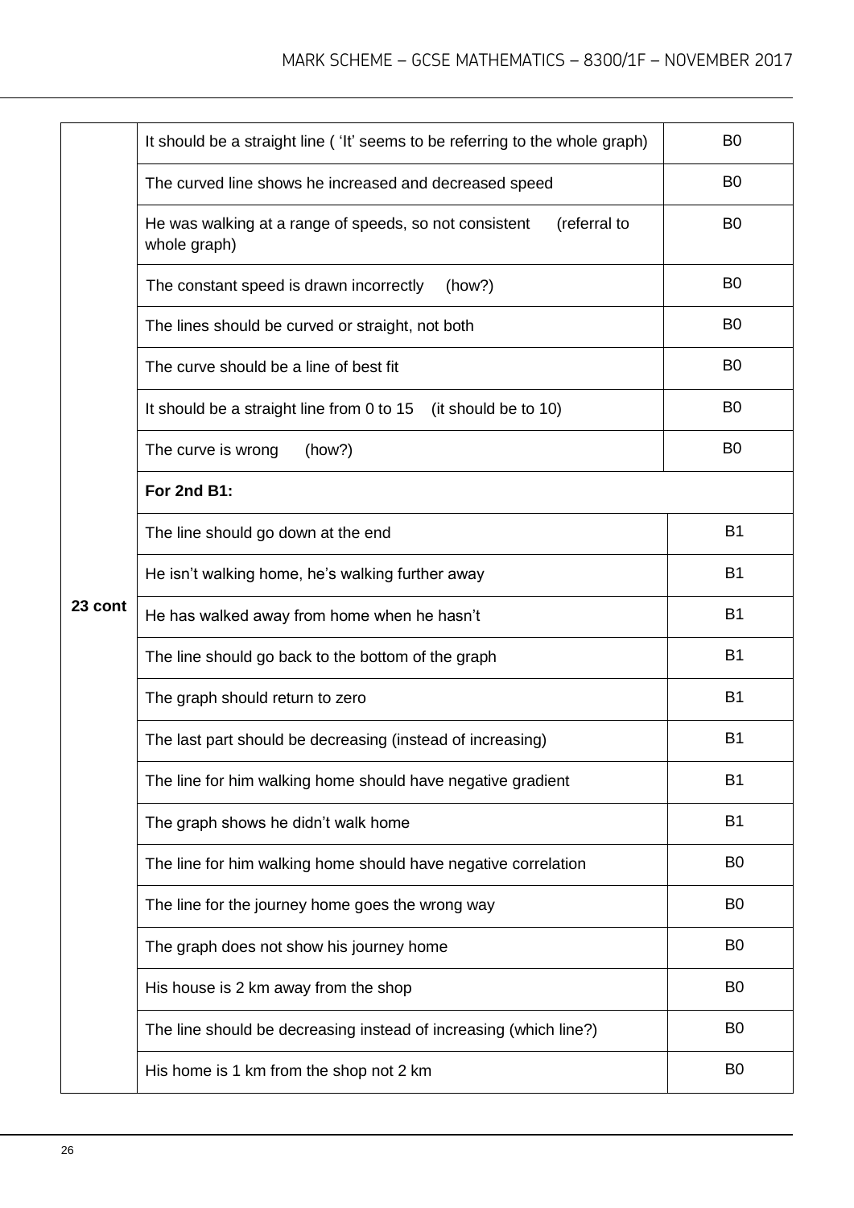| | | |
|---|---|---|
| 23 cont | It should be a straight line ( 'It' seems to be referring to the whole graph) | B0 |
| | The curved line shows he increased and decreased speed | B0 |
| | He was walking at a range of speeds, so not consistent (referral to whole graph) | B0 |
| | The constant speed is drawn incorrectly (how?) | B0 |
| | The lines should be curved or straight, not both | B0 |
| | The curve should be a line of best fit | B0 |
| | It should be a straight line from 0 to 15 (it should be to 10) | B0 |
| | The curve is wrong (how?) | B0 |
| | **For 2nd B1:** | |
| | The line should go down at the end | B1 |
| | He isn't walking home, he's walking further away | B1 |
| | He has walked away from home when he hasn't | B1 |
| | The line should go back to the bottom of the graph | B1 |
| | The graph should return to zero | B1 |
| | The last part should be decreasing (instead of increasing) | B1 |
| | The line for him walking home should have negative gradient | B1 |
| | The graph shows he didn't walk home | B1 |
| | The line for him walking home should have negative correlation | B0 |
| | The line for the journey home goes the wrong way | B0 |
| | The graph does not show his journey home | B0 |
| | His house is 2 km away from the shop | B0 |
| | The line should be decreasing instead of increasing (which line?) | B0 |
| | His home is 1 km from the shop not 2 km | B0 |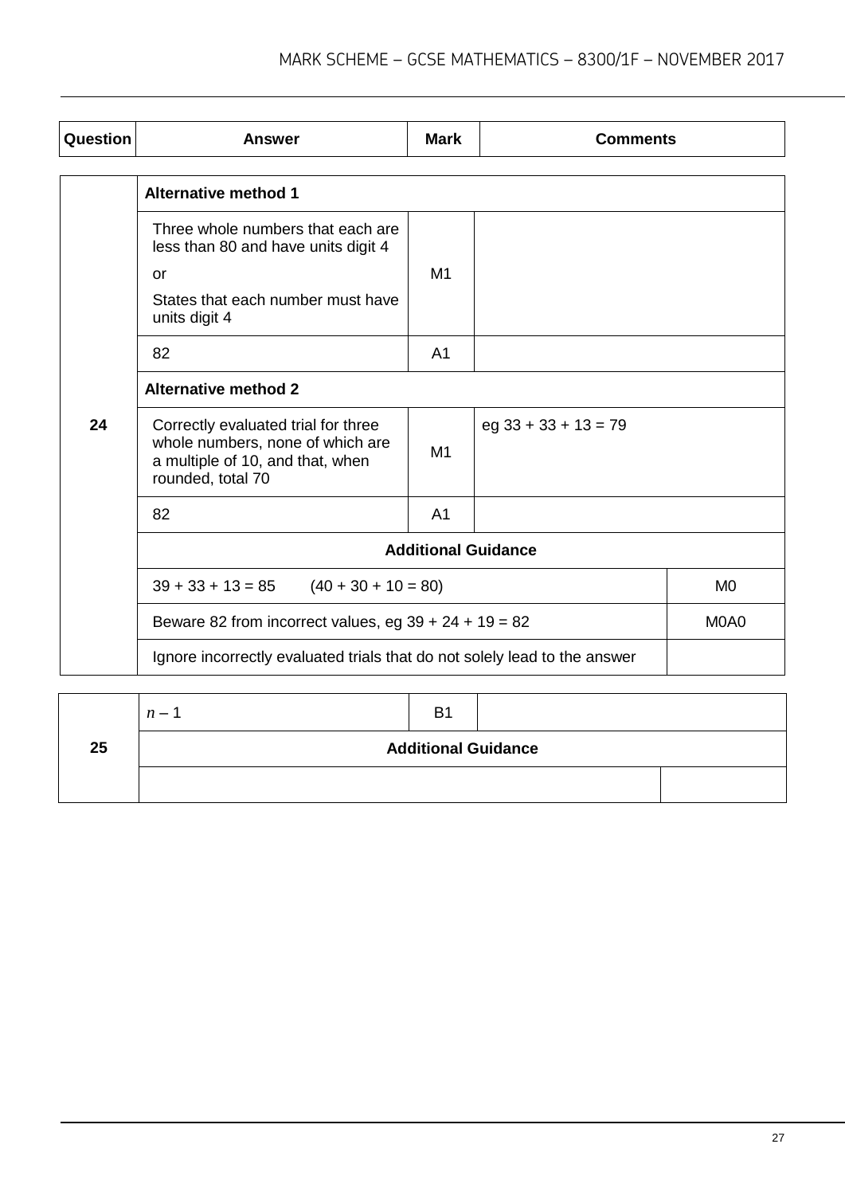| Question | Answer | Mark | Comments |
|---|---|---|---|
| 24 | **Alternative method 1** | | |
| | Three whole numbers that each are less than 80 and have units digit 4<br><br>or<br><br>States that each number must have units digit 4 | M1 | |
| | 82 | A1 | |
| | **Alternative method 2** | | |
| | Correctly evaluated trial for three whole numbers, none of which are a multiple of 10, and that, when rounded, total 70 | M1 | eg 33 + 33 + 13 = 79 |
| | 82 | A1 | |
| | **Additional Guidance** | | |
| | 39 + 33 + 13 = 85     (40 + 30 + 10 = 80) | | M0 |
| | Beware 82 from incorrect values, eg 39 + 24 + 19 = 82 | | M0A0 |
| | Ignore incorrectly evaluated trials that do not solely lead to the answer | | |

| Question | Answer | Mark | Comments |
|---|---|---|---|
| 25 | $n - 1$ | B1 | |
| | **Additional Guidance** | | |
| | | | |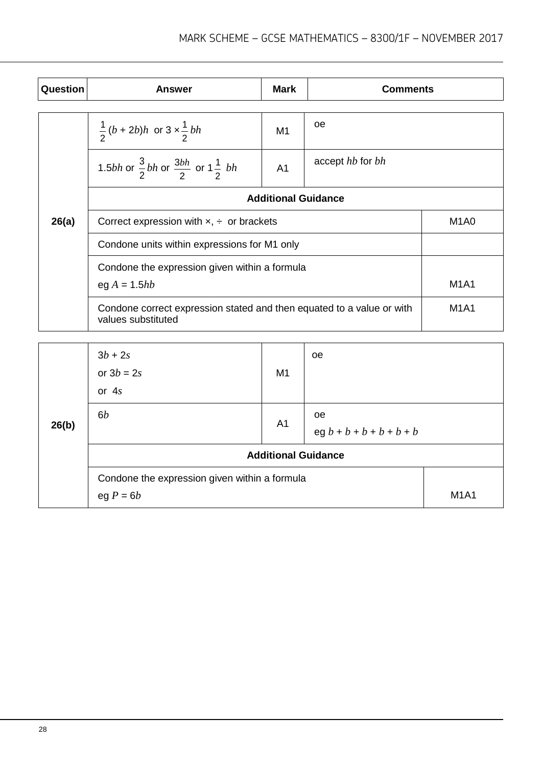| Question | Answer | Mark | Comments |
|---|---|---|---|
| 26(a) | $\frac{1}{2}(b + 2b)h$ or $3 \times \frac{1}{2}bh$ | M1 | oe |
| | $1.5bh$ or $\frac{3}{2}bh$ or $\frac{3bh}{2}$ or $1\frac{1}{2}\ bh$ | A1 | accept $hb$ for $bh$ |
| | **Additional Guidance** | | |
| | Correct expression with ×, ÷ or brackets | | M1A0 |
| | Condone units within expressions for M1 only | | |
| | Condone the expression given within a formula<br>eg $A = 1.5hb$ | | M1A1 |
| | Condone correct expression stated and then equated to a value or with values substituted | | M1A1 |

| Question | Answer | Mark | Comments |
|---|---|---|---|
| 26(b) | $3b + 2s$<br>or $3b = 2s$<br>or $4s$ | M1 | oe |
| | $6b$ | A1 | oe<br>eg $b + b + b + b + b + b$ |
| | **Additional Guidance** | | |
| | Condone the expression given within a formula<br>eg $P = 6b$ | | M1A1 |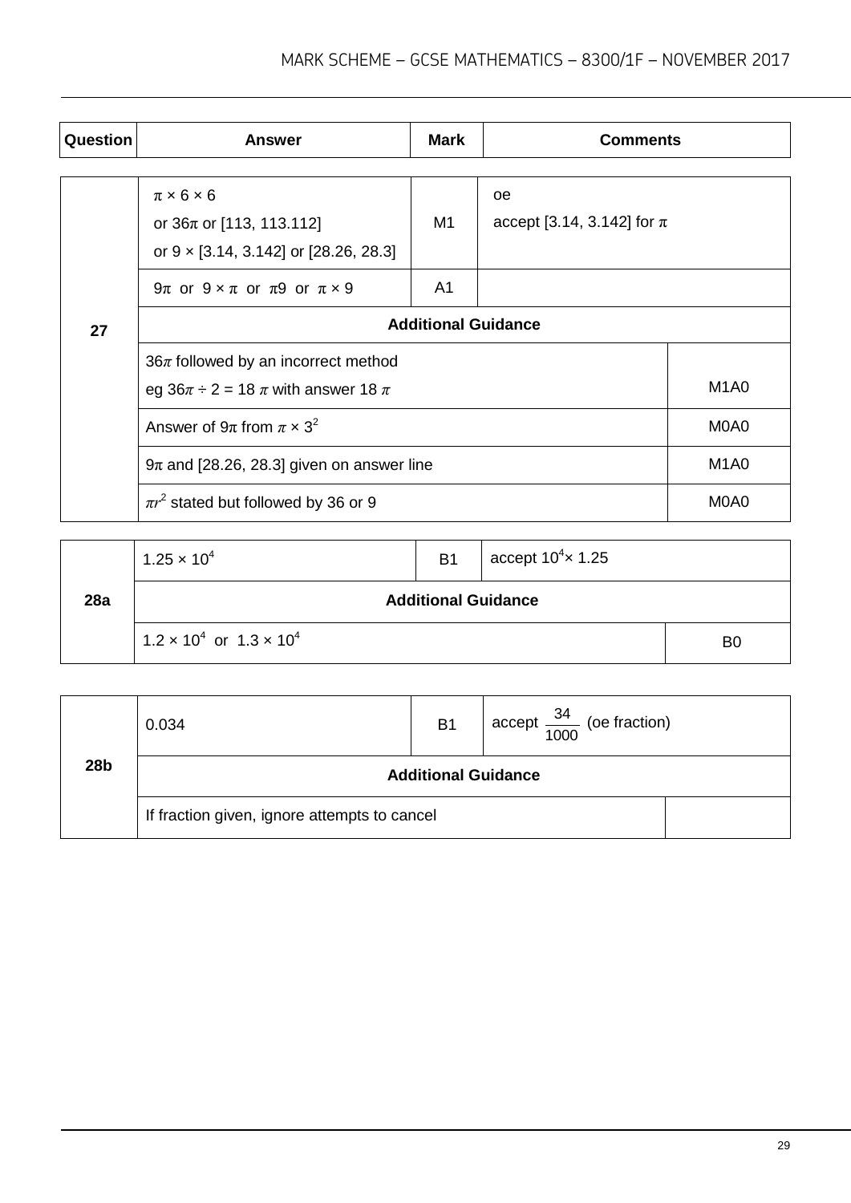| Question | Answer | Mark | Comments |
|---|---|---|---|
| 27 | $\pi \times 6 \times 6$<br>or $36\pi$ or [113, 113.112]<br>or $9 \times$ [3.14, 3.142] or [28.26, 28.3] | M1 | oe<br>accept [3.14, 3.142] for $\pi$ |
| | $9\pi$ or $9 \times \pi$ or $\pi 9$ or $\pi \times 9$ | A1 | |
| | **Additional Guidance** | | |
| | $36\pi$ followed by an incorrect method<br>eg $36\pi \div 2 = 18\pi$ with answer $18\pi$ | | M1A0 |
| | Answer of $9\pi$ from $\pi \times 3^2$ | | M0A0 |
| | $9\pi$ and [28.26, 28.3] given on answer line | | M1A0 |
| | $\pi r^2$ stated but followed by 36 or 9 | | M0A0 |

| Question | Answer | Mark | Comments |
|---|---|---|---|
| 28a | $1.25 \times 10^4$ | B1 | accept $10^4 \times 1.25$ |
| | **Additional Guidance** | | |
| | $1.2 \times 10^4$ or $1.3 \times 10^4$ | | B0 |

| Question | Answer | Mark | Comments |
|---|---|---|---|
| 28b | 0.034 | B1 | accept $\frac{34}{1000}$ (oe fraction) |
| | **Additional Guidance** | | |
| | If fraction given, ignore attempts to cancel | | |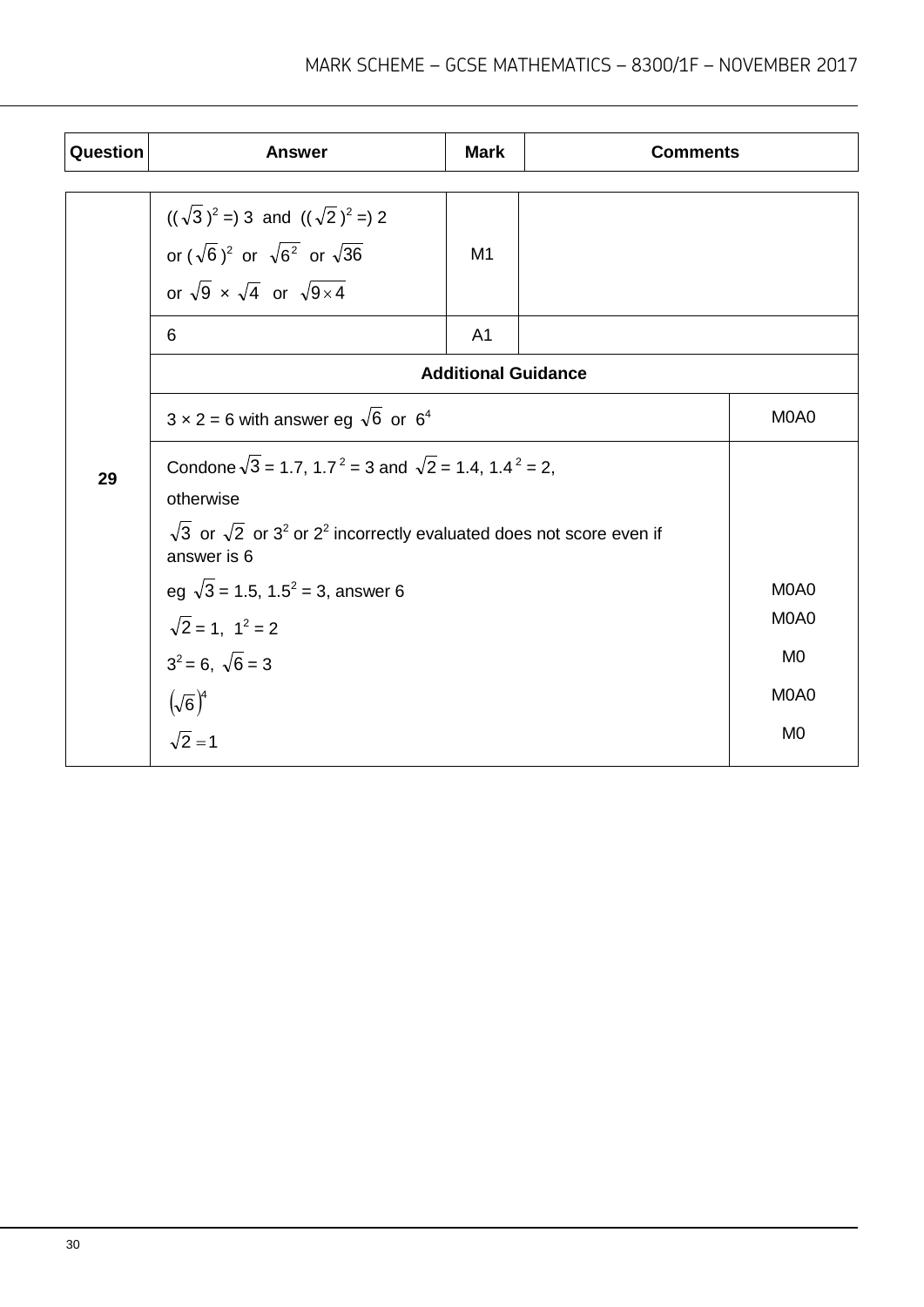| Question | Answer | Mark | Comments |
|---|---|---|---|
| 29 | $((\sqrt{3})^2 =)$ 3 and $((\sqrt{2})^2 =)$ 2<br>or $(\sqrt{6})^2$ or $\sqrt{6^2}$ or $\sqrt{36}$<br>or $\sqrt{9} \times \sqrt{4}$ or $\sqrt{9 \times 4}$ | M1 | |
| | 6 | A1 | |
| | **Additional Guidance** | | |
| | $3 \times 2 = 6$ with answer eg $\sqrt{6}$ or $6^4$ | | M0A0 |
| | Condone $\sqrt{3} = 1.7$, $1.7^2 = 3$ and $\sqrt{2} = 1.4$, $1.4^2 = 2$,<br>otherwise<br>$\sqrt{3}$ or $\sqrt{2}$ or $3^2$ or $2^2$ incorrectly evaluated does not score even if answer is 6<br>eg $\sqrt{3} = 1.5$, $1.5^2 = 3$, answer 6<br>$\sqrt{2} = 1$, $1^2 = 2$<br>$3^2 = 6$, $\sqrt{6} = 3$<br>$(\sqrt{6})^4$<br>$\sqrt{2} = 1$ | | <br><br><br>M0A0<br>M0A0<br>M0<br>M0A0<br>M0 |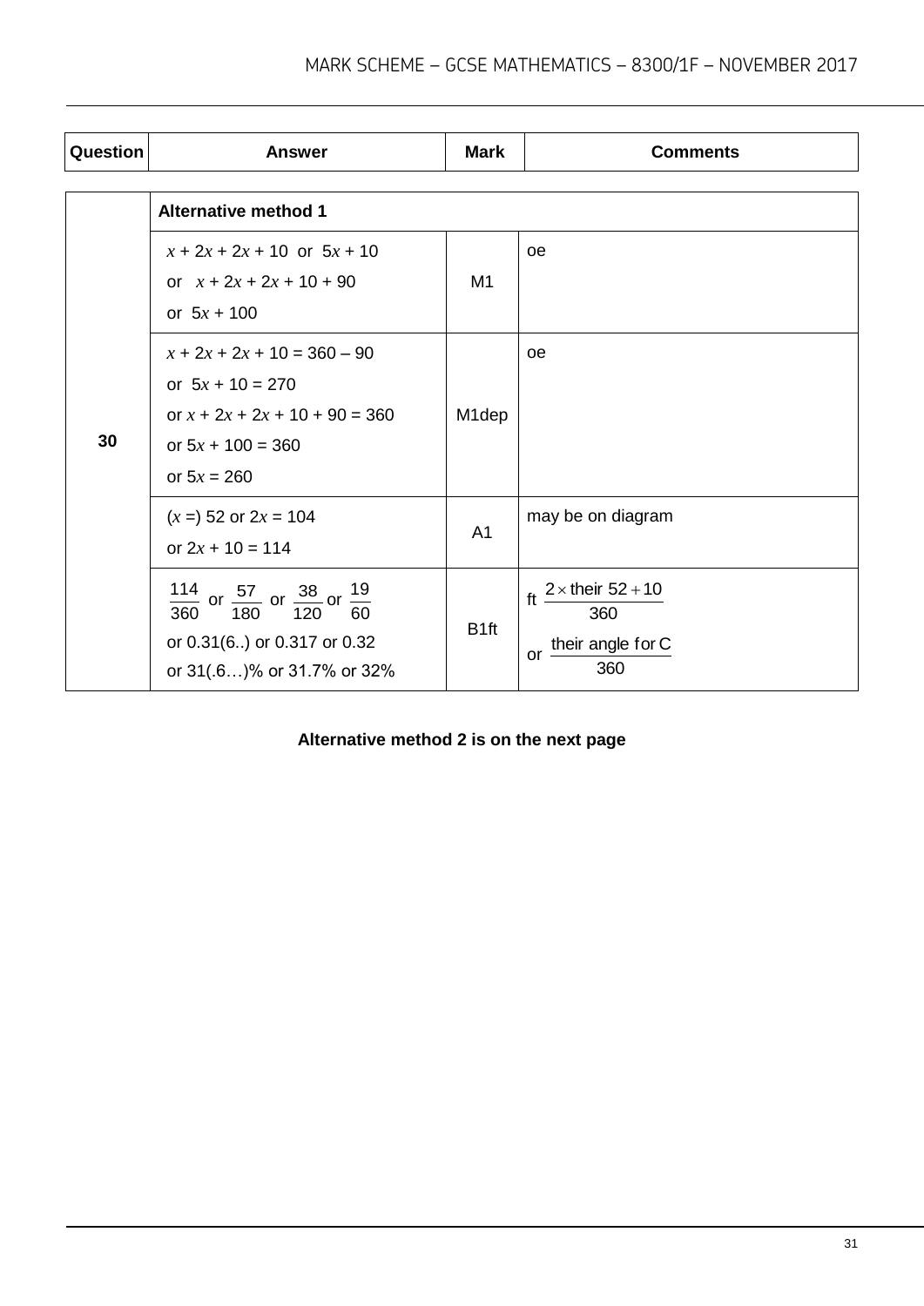| Question | Answer | Mark | Comments |
|---|---|---|---|
| 30 | **Alternative method 1** | | |
| | $x + 2x + 2x + 10$ or $5x + 10$<br>or $x + 2x + 2x + 10 + 90$<br>or $5x + 100$ | M1 | oe |
| | $x + 2x + 2x + 10 = 360 – 90$<br>or $5x + 10 = 270$<br>or $x + 2x + 2x + 10 + 90 = 360$<br>or $5x + 100 = 360$<br>or $5x = 260$ | M1dep | oe |
| | ($x =$) 52 or $2x = 104$<br>or $2x + 10 = 114$ | A1 | may be on diagram |
| | $\frac{114}{360}$ or $\frac{57}{180}$ or $\frac{38}{120}$ or $\frac{19}{60}$<br>or 0.31(6..) or 0.317 or 0.32<br>or 31(.6…)% or 31.7% or 32% | B1ft | ft $\frac{2 \times \text{their } 52 + 10}{360}$<br>or $\frac{\text{their angle for C}}{360}$ |

**Alternative method 2 is on the next page**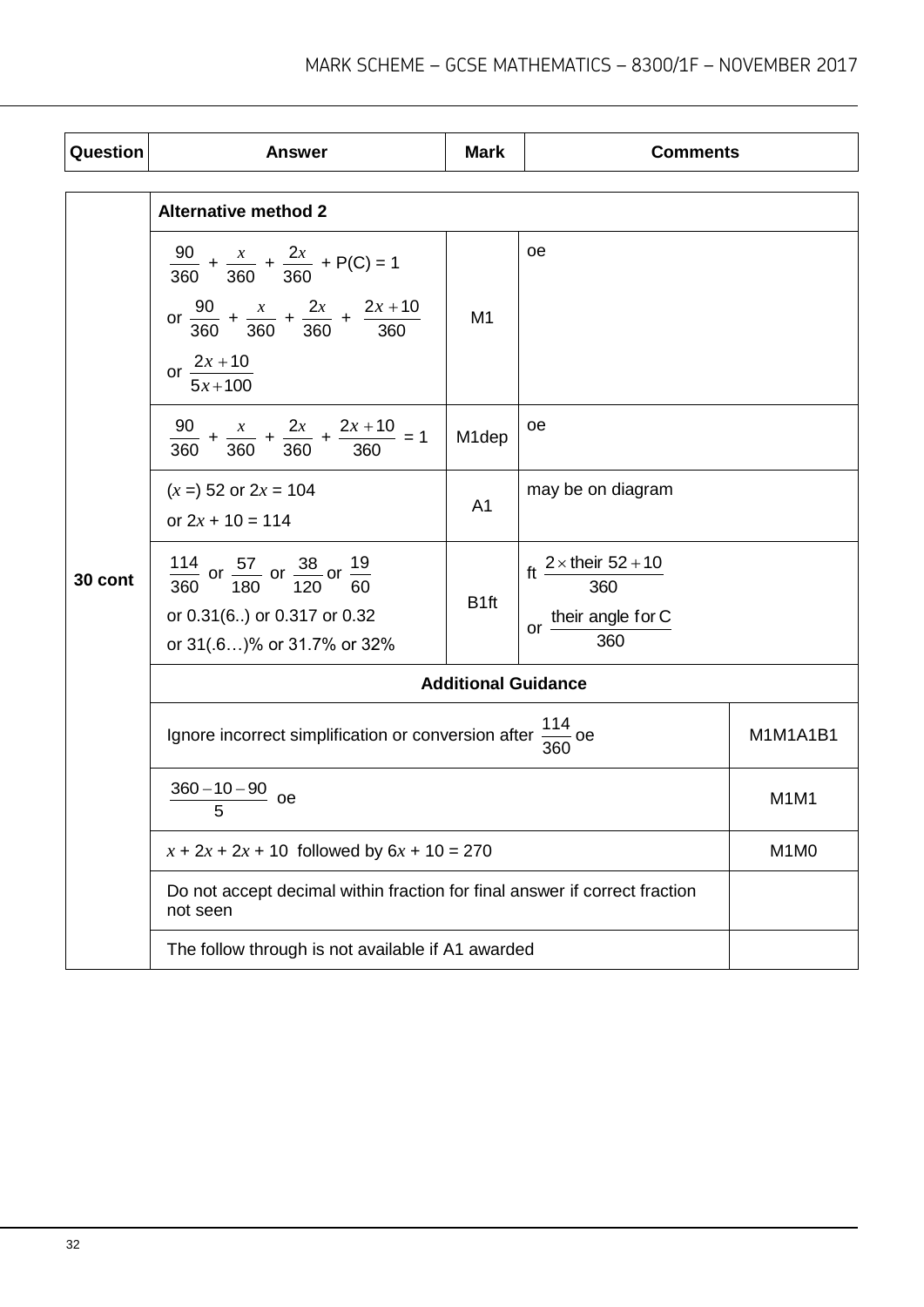| Question | Answer | Mark | Comments |
|---|---|---|---|
| 30 cont | **Alternative method 2** | | |
| | $\frac{90}{360} + \frac{x}{360} + \frac{2x}{360} + \text{P(C)} = 1$<br>or $\frac{90}{360} + \frac{x}{360} + \frac{2x}{360} + \frac{2x+10}{360}$<br>or $\frac{2x+10}{5x+100}$ | M1 | oe |
| | $\frac{90}{360} + \frac{x}{360} + \frac{2x}{360} + \frac{2x+10}{360} = 1$ | M1dep | oe |
| | ($x$ =) 52 or $2x$ = 104<br>or $2x + 10 = 114$ | A1 | may be on diagram |
| | $\frac{114}{360}$ or $\frac{57}{180}$ or $\frac{38}{120}$ or $\frac{19}{60}$<br>or 0.31(6..) or 0.317 or 0.32<br>or 31(.6…)% or 31.7% or 32% | B1ft | ft $\frac{2 \times \text{their } 52 + 10}{360}$<br>or $\frac{\text{their angle for C}}{360}$ |
| | **Additional Guidance** | | |
| | Ignore incorrect simplification or conversion after $\frac{114}{360}$ oe | | M1M1A1B1 |
| | $\frac{360 - 10 - 90}{5}$ oe | | M1M1 |
| | $x + 2x + 2x + 10$ followed by $6x + 10 = 270$ | | M1M0 |
| | Do not accept decimal within fraction for final answer if correct fraction not seen | | |
| | The follow through is not available if A1 awarded | | |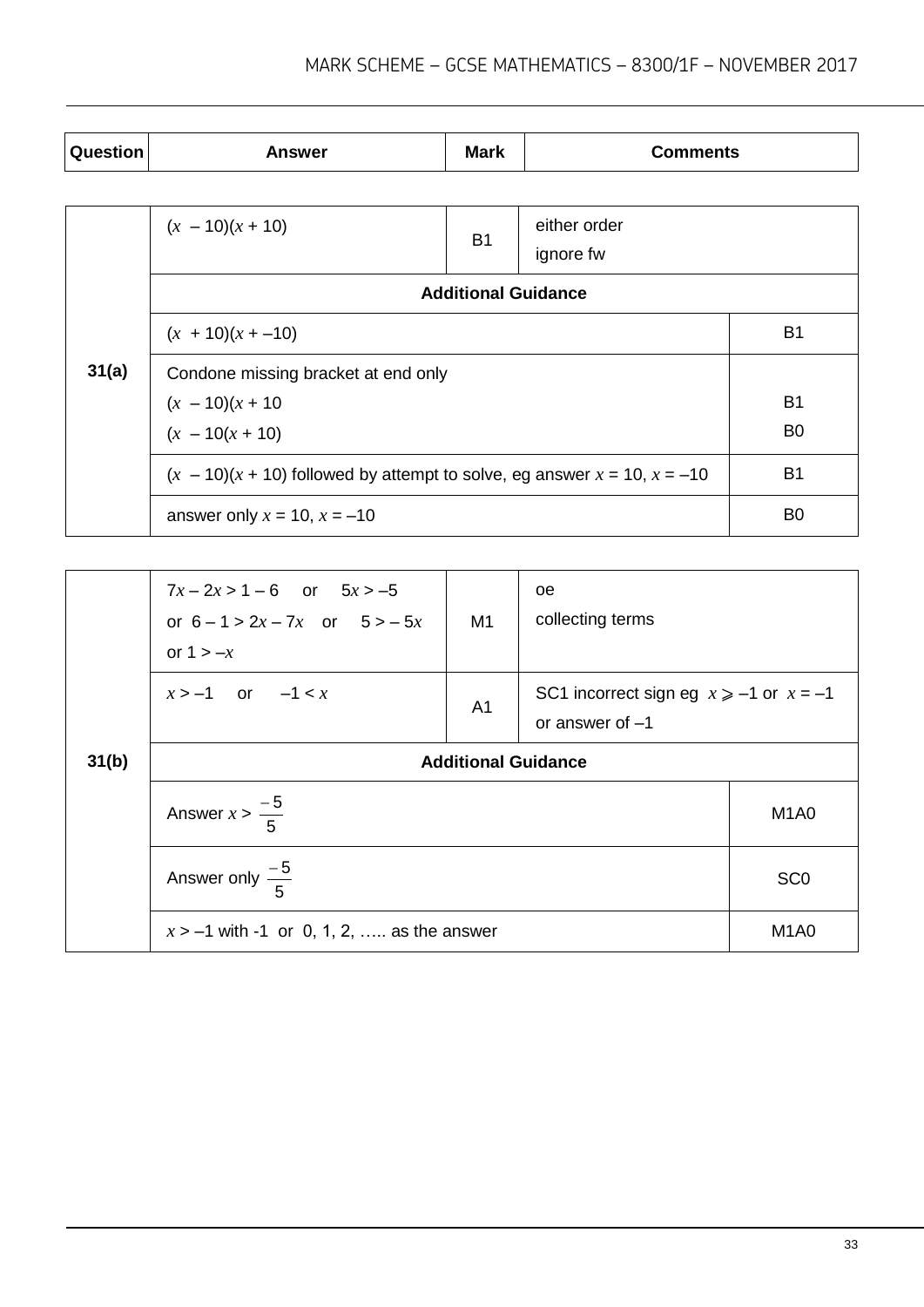| Question | Answer | Mark | Comments |
|---|---|---|---|
| 31(a) | $(x - 10)(x + 10)$ | B1 | either order<br>ignore fw |
| | **Additional Guidance** | | |
| | $(x + 10)(x + -10)$ | | B1 |
| | Condone missing bracket at end only<br>$(x - 10)(x + 10$<br>$(x - 10(x + 10)$ | | <br>B1<br>B0 |
| | $(x - 10)(x + 10)$ followed by attempt to solve, eg answer $x = 10$, $x = -10$ | | B1 |
| | answer only $x = 10$, $x = -10$ | | B0 |

| Question | Answer | Mark | Comments |
|---|---|---|---|
| 31(b) | $7x - 2x > 1 - 6$ or $5x > -5$<br>or $6 - 1 > 2x - 7x$ or $5 > -5x$<br>or $1 > -x$ | M1 | oe<br>collecting terms |
| | $x > -1$ or $-1 < x$ | A1 | SC1 incorrect sign eg $x \geqslant -1$ or $x = -1$ or answer of $-1$ |
| | **Additional Guidance** | | |
| | Answer $x > \frac{-5}{5}$ | | M1A0 |
| | Answer only $\frac{-5}{5}$ | | SC0 |
| | $x > -1$ with -1 or 0, 1, 2, ….. as the answer | | M1A0 |